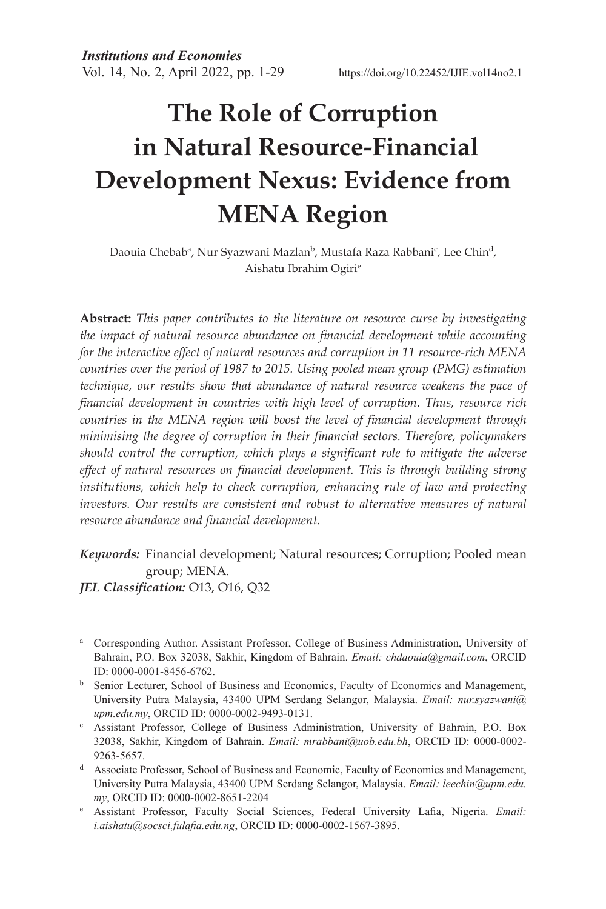# The Role of Corruption in Natural Resource-Financial Development Nexus: Evidence from MENA Region

Daouia Chebab[a], Nur Syazwani Mazlan[b], Mustafa Raza Rabbani[c], Lee Chin[d], Aishatu Ibrahim Ogiri[e]

**Abstract:** *This paper contributes to the literature on resource curse by investigating the impact of natural resource abundance on financial development while accounting for the interactive effect of natural resources and corruption in 11 resource-rich MENA countries over the period of 1987 to 2015. Using pooled mean group (PMG) estimation technique, our results show that abundance of natural resource weakens the pace of financial development in countries with high level of corruption. Thus, resource rich countries in the MENA region will boost the level of financial development through minimising the degree of corruption in their financial sectors. Therefore, policymakers should control the corruption, which plays a significant role to mitigate the adverse effect of natural resources on financial development. This is through building strong institutions, which help to check corruption, enhancing rule of law and protecting investors. Our results are consistent and robust to alternative measures of natural resource abundance and financial development.*

***Keywords:*** Financial development; Natural resources; Corruption; Pooled mean group; MENA.

***JEL Classification:*** O13, O16, Q32

---

[a] Corresponding Author. Assistant Professor, College of Business Administration, University of Bahrain, P.O. Box 32038, Sakhir, Kingdom of Bahrain. *Email: chdaouia@gmail.com*, ORCID ID: 0000-0001-8456-6762.

[b] Senior Lecturer, School of Business and Economics, Faculty of Economics and Management, University Putra Malaysia, 43400 UPM Serdang Selangor, Malaysia. *Email: nur.syazwani@upm.edu.my*, ORCID ID: 0000-0002-9493-0131.

[c] Assistant Professor, College of Business Administration, University of Bahrain, P.O. Box 32038, Sakhir, Kingdom of Bahrain. *Email: mrabbani@uob.edu.bh*, ORCID ID: 0000-0002-9263-5657.

[d] Associate Professor, School of Business and Economic, Faculty of Economics and Management, University Putra Malaysia, 43400 UPM Serdang Selangor, Malaysia. *Email: leechin@upm.edu.my*, ORCID ID: 0000-0002-8651-2204

[e] Assistant Professor, Faculty Social Sciences, Federal University Lafia, Nigeria. *Email: i.aishatu@socsci.fulafia.edu.ng*, ORCID ID: 0000-0002-1567-3895.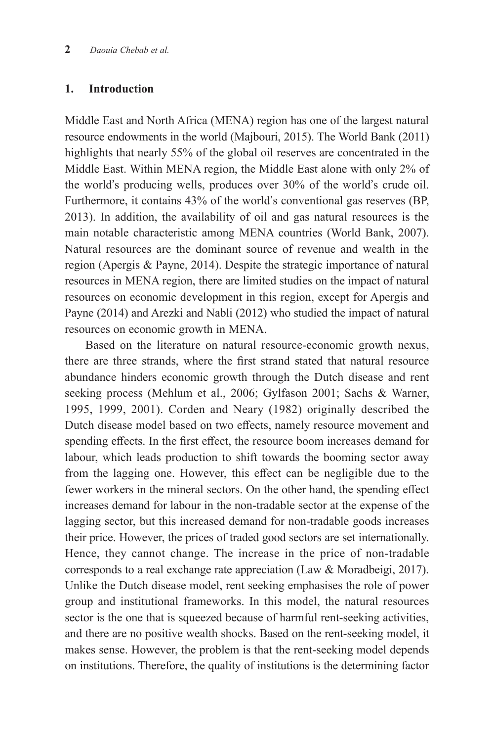## 1. Introduction

Middle East and North Africa (MENA) region has one of the largest natural resource endowments in the world (Majbouri, 2015). The World Bank (2011) highlights that nearly 55% of the global oil reserves are concentrated in the Middle East. Within MENA region, the Middle East alone with only 2% of the world's producing wells, produces over 30% of the world's crude oil. Furthermore, it contains 43% of the world's conventional gas reserves (BP, 2013). In addition, the availability of oil and gas natural resources is the main notable characteristic among MENA countries (World Bank, 2007). Natural resources are the dominant source of revenue and wealth in the region (Apergis & Payne, 2014). Despite the strategic importance of natural resources in MENA region, there are limited studies on the impact of natural resources on economic development in this region, except for Apergis and Payne (2014) and Arezki and Nabli (2012) who studied the impact of natural resources on economic growth in MENA.

Based on the literature on natural resource-economic growth nexus, there are three strands, where the first strand stated that natural resource abundance hinders economic growth through the Dutch disease and rent seeking process (Mehlum et al., 2006; Gylfason 2001; Sachs & Warner, 1995, 1999, 2001). Corden and Neary (1982) originally described the Dutch disease model based on two effects, namely resource movement and spending effects. In the first effect, the resource boom increases demand for labour, which leads production to shift towards the booming sector away from the lagging one. However, this effect can be negligible due to the fewer workers in the mineral sectors. On the other hand, the spending effect increases demand for labour in the non-tradable sector at the expense of the lagging sector, but this increased demand for non-tradable goods increases their price. However, the prices of traded good sectors are set internationally. Hence, they cannot change. The increase in the price of non-tradable corresponds to a real exchange rate appreciation (Law & Moradbeigi, 2017). Unlike the Dutch disease model, rent seeking emphasises the role of power group and institutional frameworks. In this model, the natural resources sector is the one that is squeezed because of harmful rent-seeking activities, and there are no positive wealth shocks. Based on the rent-seeking model, it makes sense. However, the problem is that the rent-seeking model depends on institutions. Therefore, the quality of institutions is the determining factor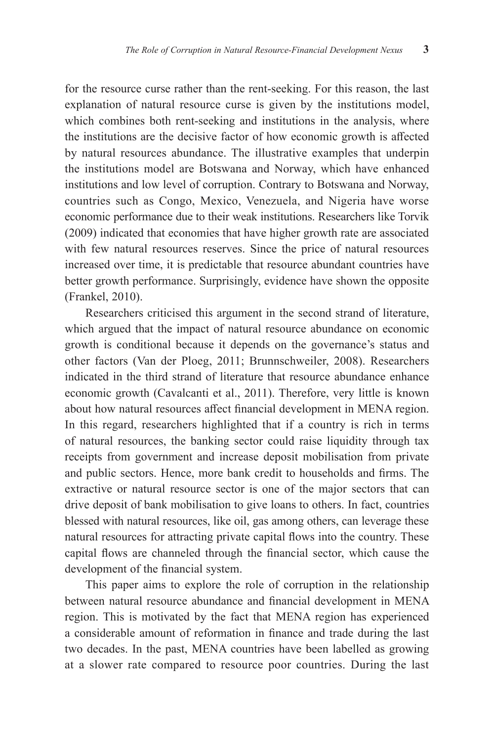for the resource curse rather than the rent-seeking. For this reason, the last explanation of natural resource curse is given by the institutions model, which combines both rent-seeking and institutions in the analysis, where the institutions are the decisive factor of how economic growth is affected by natural resources abundance. The illustrative examples that underpin the institutions model are Botswana and Norway, which have enhanced institutions and low level of corruption. Contrary to Botswana and Norway, countries such as Congo, Mexico, Venezuela, and Nigeria have worse economic performance due to their weak institutions. Researchers like Torvik (2009) indicated that economies that have higher growth rate are associated with few natural resources reserves. Since the price of natural resources increased over time, it is predictable that resource abundant countries have better growth performance. Surprisingly, evidence have shown the opposite (Frankel, 2010).

Researchers criticised this argument in the second strand of literature, which argued that the impact of natural resource abundance on economic growth is conditional because it depends on the governance's status and other factors (Van der Ploeg, 2011; Brunnschweiler, 2008). Researchers indicated in the third strand of literature that resource abundance enhance economic growth (Cavalcanti et al., 2011). Therefore, very little is known about how natural resources affect financial development in MENA region. In this regard, researchers highlighted that if a country is rich in terms of natural resources, the banking sector could raise liquidity through tax receipts from government and increase deposit mobilisation from private and public sectors. Hence, more bank credit to households and firms. The extractive or natural resource sector is one of the major sectors that can drive deposit of bank mobilisation to give loans to others. In fact, countries blessed with natural resources, like oil, gas among others, can leverage these natural resources for attracting private capital flows into the country. These capital flows are channeled through the financial sector, which cause the development of the financial system.

This paper aims to explore the role of corruption in the relationship between natural resource abundance and financial development in MENA region. This is motivated by the fact that MENA region has experienced a considerable amount of reformation in finance and trade during the last two decades. In the past, MENA countries have been labelled as growing at a slower rate compared to resource poor countries. During the last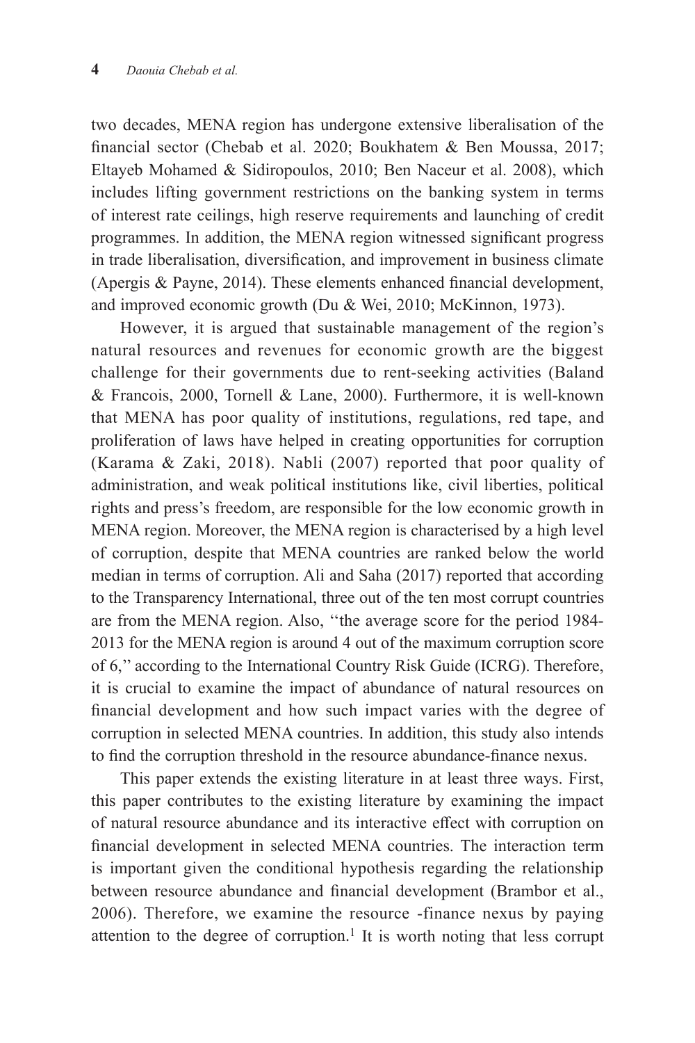two decades, MENA region has undergone extensive liberalisation of the financial sector (Chebab et al. 2020; Boukhatem & Ben Moussa, 2017; Eltayeb Mohamed & Sidiropoulos, 2010; Ben Naceur et al. 2008), which includes lifting government restrictions on the banking system in terms of interest rate ceilings, high reserve requirements and launching of credit programmes. In addition, the MENA region witnessed significant progress in trade liberalisation, diversification, and improvement in business climate (Apergis & Payne, 2014). These elements enhanced financial development, and improved economic growth (Du & Wei, 2010; McKinnon, 1973).

However, it is argued that sustainable management of the region's natural resources and revenues for economic growth are the biggest challenge for their governments due to rent-seeking activities (Baland & Francois, 2000, Tornell & Lane, 2000). Furthermore, it is well-known that MENA has poor quality of institutions, regulations, red tape, and proliferation of laws have helped in creating opportunities for corruption (Karama & Zaki, 2018). Nabli (2007) reported that poor quality of administration, and weak political institutions like, civil liberties, political rights and press's freedom, are responsible for the low economic growth in MENA region. Moreover, the MENA region is characterised by a high level of corruption, despite that MENA countries are ranked below the world median in terms of corruption. Ali and Saha (2017) reported that according to the Transparency International, three out of the ten most corrupt countries are from the MENA region. Also, ''the average score for the period 1984-2013 for the MENA region is around 4 out of the maximum corruption score of 6,'' according to the International Country Risk Guide (ICRG). Therefore, it is crucial to examine the impact of abundance of natural resources on financial development and how such impact varies with the degree of corruption in selected MENA countries. In addition, this study also intends to find the corruption threshold in the resource abundance-finance nexus.

This paper extends the existing literature in at least three ways. First, this paper contributes to the existing literature by examining the impact of natural resource abundance and its interactive effect with corruption on financial development in selected MENA countries. The interaction term is important given the conditional hypothesis regarding the relationship between resource abundance and financial development (Brambor et al., 2006). Therefore, we examine the resource -finance nexus by paying attention to the degree of corruption.[1] It is worth noting that less corrupt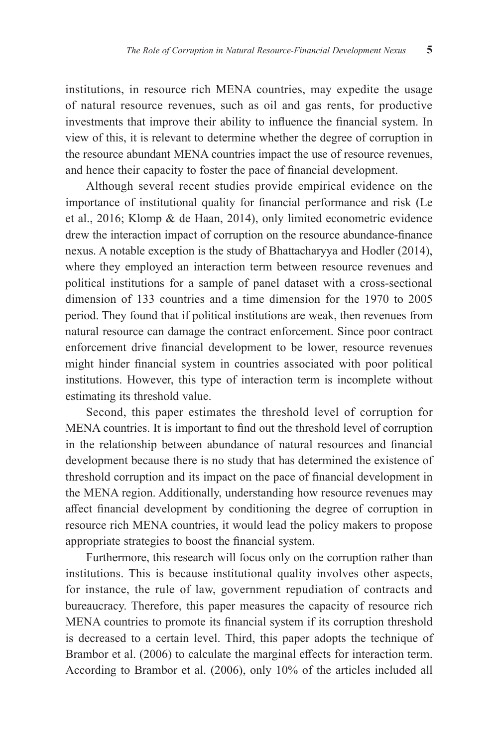institutions, in resource rich MENA countries, may expedite the usage of natural resource revenues, such as oil and gas rents, for productive investments that improve their ability to influence the financial system. In view of this, it is relevant to determine whether the degree of corruption in the resource abundant MENA countries impact the use of resource revenues, and hence their capacity to foster the pace of financial development.

Although several recent studies provide empirical evidence on the importance of institutional quality for financial performance and risk (Le et al., 2016; Klomp & de Haan, 2014), only limited econometric evidence drew the interaction impact of corruption on the resource abundance-finance nexus. A notable exception is the study of Bhattacharyya and Hodler (2014), where they employed an interaction term between resource revenues and political institutions for a sample of panel dataset with a cross-sectional dimension of 133 countries and a time dimension for the 1970 to 2005 period. They found that if political institutions are weak, then revenues from natural resource can damage the contract enforcement. Since poor contract enforcement drive financial development to be lower, resource revenues might hinder financial system in countries associated with poor political institutions. However, this type of interaction term is incomplete without estimating its threshold value.

Second, this paper estimates the threshold level of corruption for MENA countries. It is important to find out the threshold level of corruption in the relationship between abundance of natural resources and financial development because there is no study that has determined the existence of threshold corruption and its impact on the pace of financial development in the MENA region. Additionally, understanding how resource revenues may affect financial development by conditioning the degree of corruption in resource rich MENA countries, it would lead the policy makers to propose appropriate strategies to boost the financial system.

Furthermore, this research will focus only on the corruption rather than institutions. This is because institutional quality involves other aspects, for instance, the rule of law, government repudiation of contracts and bureaucracy. Therefore, this paper measures the capacity of resource rich MENA countries to promote its financial system if its corruption threshold is decreased to a certain level. Third, this paper adopts the technique of Brambor et al. (2006) to calculate the marginal effects for interaction term. According to Brambor et al. (2006), only 10% of the articles included all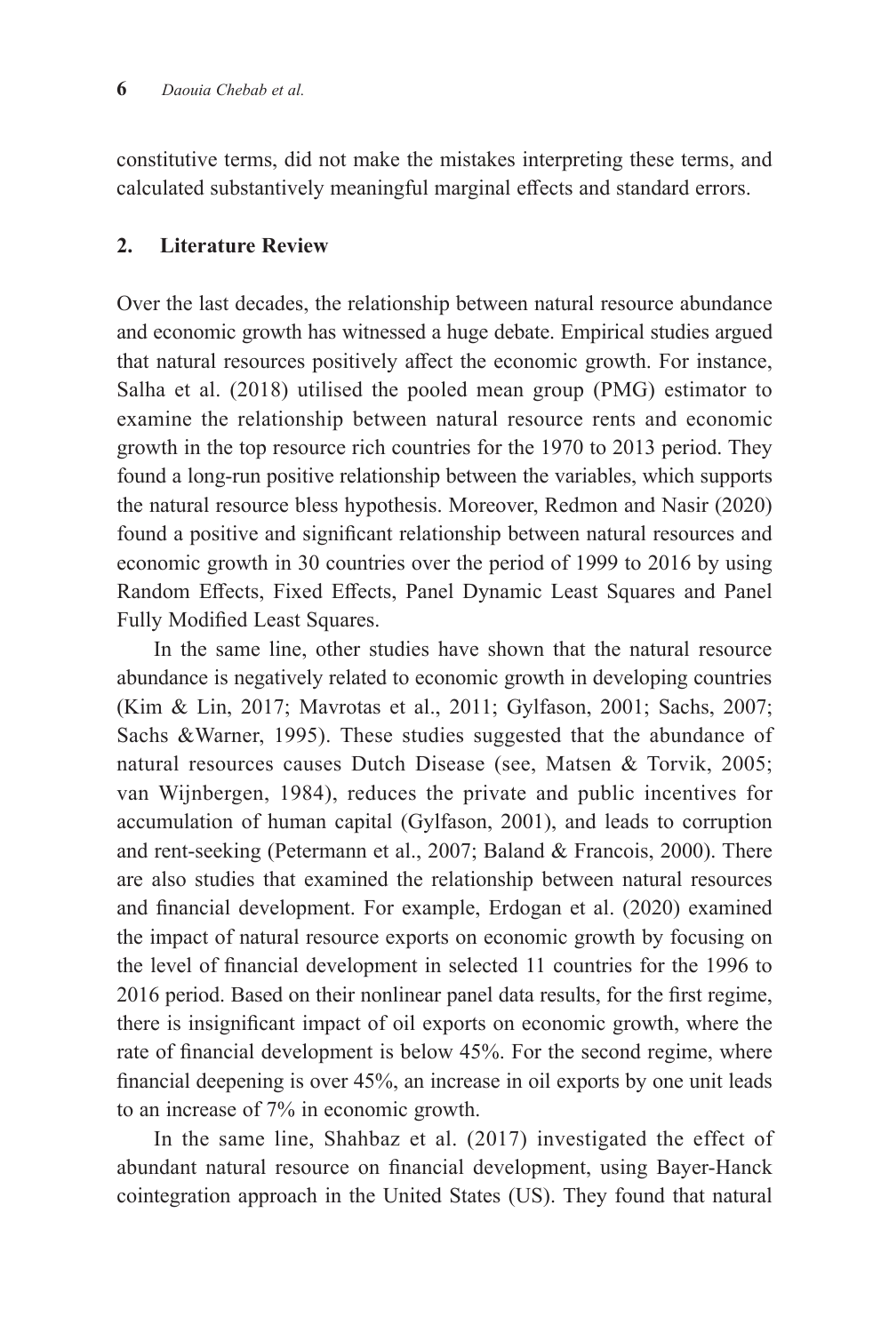constitutive terms, did not make the mistakes interpreting these terms, and calculated substantively meaningful marginal effects and standard errors.

## 2. Literature Review

Over the last decades, the relationship between natural resource abundance and economic growth has witnessed a huge debate. Empirical studies argued that natural resources positively affect the economic growth. For instance, Salha et al. (2018) utilised the pooled mean group (PMG) estimator to examine the relationship between natural resource rents and economic growth in the top resource rich countries for the 1970 to 2013 period. They found a long-run positive relationship between the variables, which supports the natural resource bless hypothesis. Moreover, Redmon and Nasir (2020) found a positive and significant relationship between natural resources and economic growth in 30 countries over the period of 1999 to 2016 by using Random Effects, Fixed Effects, Panel Dynamic Least Squares and Panel Fully Modified Least Squares.

In the same line, other studies have shown that the natural resource abundance is negatively related to economic growth in developing countries (Kim & Lin, 2017; Mavrotas et al., 2011; Gylfason, 2001; Sachs, 2007; Sachs &Warner, 1995). These studies suggested that the abundance of natural resources causes Dutch Disease (see, Matsen & Torvik, 2005; van Wijnbergen, 1984), reduces the private and public incentives for accumulation of human capital (Gylfason, 2001), and leads to corruption and rent-seeking (Petermann et al., 2007; Baland & Francois, 2000). There are also studies that examined the relationship between natural resources and financial development. For example, Erdogan et al. (2020) examined the impact of natural resource exports on economic growth by focusing on the level of financial development in selected 11 countries for the 1996 to 2016 period. Based on their nonlinear panel data results, for the first regime, there is insignificant impact of oil exports on economic growth, where the rate of financial development is below 45%. For the second regime, where financial deepening is over 45%, an increase in oil exports by one unit leads to an increase of 7% in economic growth.

In the same line, Shahbaz et al. (2017) investigated the effect of abundant natural resource on financial development, using Bayer-Hanck cointegration approach in the United States (US). They found that natural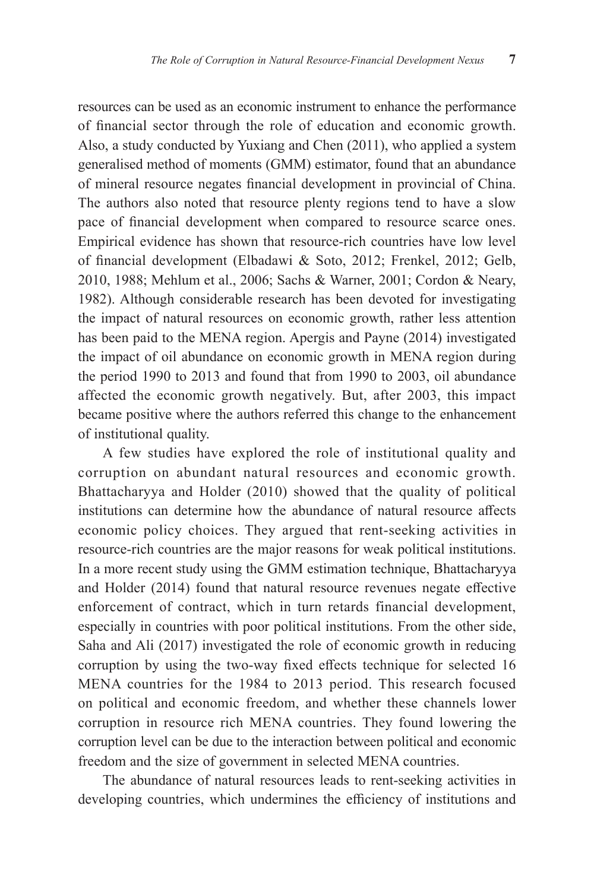resources can be used as an economic instrument to enhance the performance of financial sector through the role of education and economic growth. Also, a study conducted by Yuxiang and Chen (2011), who applied a system generalised method of moments (GMM) estimator, found that an abundance of mineral resource negates financial development in provincial of China. The authors also noted that resource plenty regions tend to have a slow pace of financial development when compared to resource scarce ones. Empirical evidence has shown that resource-rich countries have low level of financial development (Elbadawi & Soto, 2012; Frenkel, 2012; Gelb, 2010, 1988; Mehlum et al., 2006; Sachs & Warner, 2001; Cordon & Neary, 1982). Although considerable research has been devoted for investigating the impact of natural resources on economic growth, rather less attention has been paid to the MENA region. Apergis and Payne (2014) investigated the impact of oil abundance on economic growth in MENA region during the period 1990 to 2013 and found that from 1990 to 2003, oil abundance affected the economic growth negatively. But, after 2003, this impact became positive where the authors referred this change to the enhancement of institutional quality.

A few studies have explored the role of institutional quality and corruption on abundant natural resources and economic growth. Bhattacharyya and Holder (2010) showed that the quality of political institutions can determine how the abundance of natural resource affects economic policy choices. They argued that rent-seeking activities in resource-rich countries are the major reasons for weak political institutions. In a more recent study using the GMM estimation technique, Bhattacharyya and Holder (2014) found that natural resource revenues negate effective enforcement of contract, which in turn retards financial development, especially in countries with poor political institutions. From the other side, Saha and Ali (2017) investigated the role of economic growth in reducing corruption by using the two-way fixed effects technique for selected 16 MENA countries for the 1984 to 2013 period. This research focused on political and economic freedom, and whether these channels lower corruption in resource rich MENA countries. They found lowering the corruption level can be due to the interaction between political and economic freedom and the size of government in selected MENA countries.

The abundance of natural resources leads to rent-seeking activities in developing countries, which undermines the efficiency of institutions and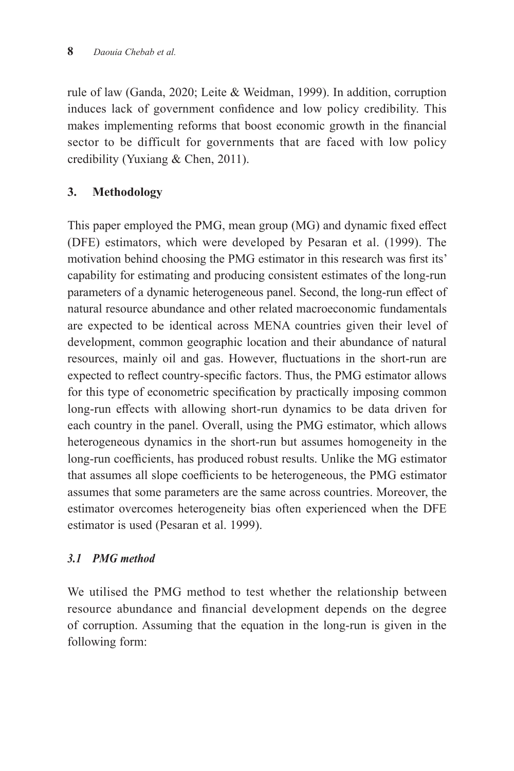rule of law (Ganda, 2020; Leite & Weidman, 1999). In addition, corruption induces lack of government confidence and low policy credibility. This makes implementing reforms that boost economic growth in the financial sector to be difficult for governments that are faced with low policy credibility (Yuxiang & Chen, 2011).

## 3. Methodology

This paper employed the PMG, mean group (MG) and dynamic fixed effect (DFE) estimators, which were developed by Pesaran et al. (1999). The motivation behind choosing the PMG estimator in this research was first its' capability for estimating and producing consistent estimates of the long-run parameters of a dynamic heterogeneous panel. Second, the long-run effect of natural resource abundance and other related macroeconomic fundamentals are expected to be identical across MENA countries given their level of development, common geographic location and their abundance of natural resources, mainly oil and gas. However, fluctuations in the short-run are expected to reflect country-specific factors. Thus, the PMG estimator allows for this type of econometric specification by practically imposing common long-run effects with allowing short-run dynamics to be data driven for each country in the panel. Overall, using the PMG estimator, which allows heterogeneous dynamics in the short-run but assumes homogeneity in the long-run coefficients, has produced robust results. Unlike the MG estimator that assumes all slope coefficients to be heterogeneous, the PMG estimator assumes that some parameters are the same across countries. Moreover, the estimator overcomes heterogeneity bias often experienced when the DFE estimator is used (Pesaran et al. 1999).

### *3.1 PMG method*

We utilised the PMG method to test whether the relationship between resource abundance and financial development depends on the degree of corruption. Assuming that the equation in the long-run is given in the following form: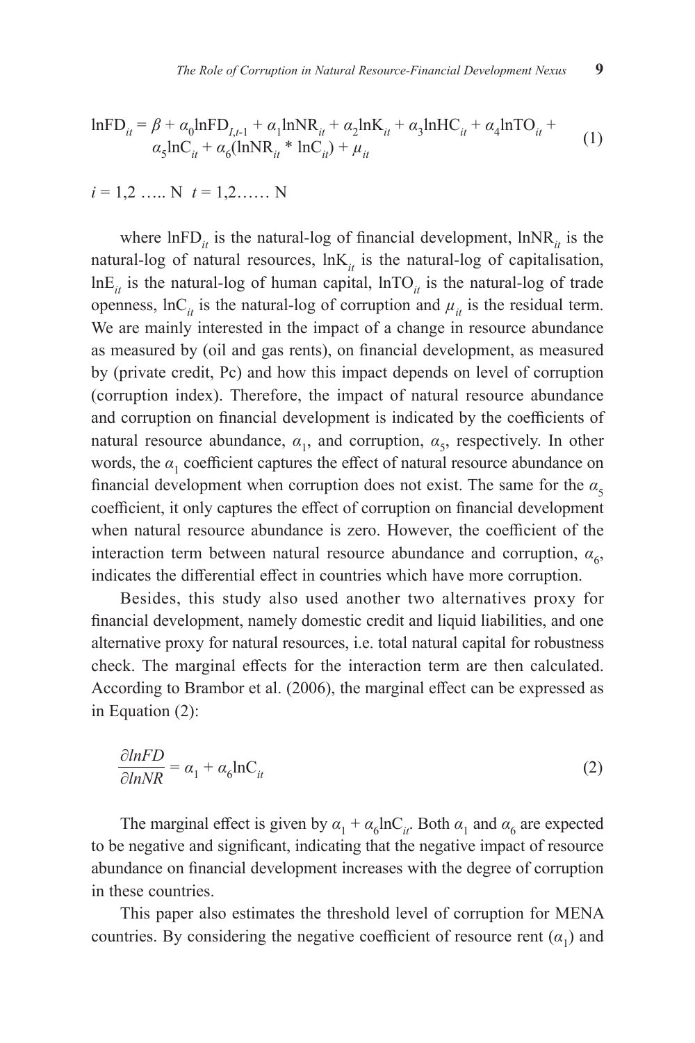$$\ln FD_{it} = \beta + \alpha_0 \ln FD_{I,t\text{-}1} + \alpha_1 \ln NR_{it} + \alpha_2 \ln K_{it} + \alpha_3 \ln HC_{it} + \alpha_4 \ln TO_{it} + \alpha_5 \ln C_{it} + \alpha_6 (\ln NR_{it} * \ln C_{it}) + \mu_{it} \quad (1)$$

$i = 1,2 \ldots.. N \;\; t = 1,2 \ldots\ldots N$

where $\ln FD_{it}$ is the natural-log of financial development, $\ln NR_{it}$ is the natural-log of natural resources, $\ln K_{it}$ is the natural-log of capitalisation, $\ln E_{it}$ is the natural-log of human capital, $\ln TO_{it}$ is the natural-log of trade openness, $\ln C_{it}$ is the natural-log of corruption and $\mu_{it}$ is the residual term. We are mainly interested in the impact of a change in resource abundance as measured by (oil and gas rents), on financial development, as measured by (private credit, Pc) and how this impact depends on level of corruption (corruption index). Therefore, the impact of natural resource abundance and corruption on financial development is indicated by the coefficients of natural resource abundance, $\alpha_1$, and corruption, $\alpha_5$, respectively. In other words, the $\alpha_1$ coefficient captures the effect of natural resource abundance on financial development when corruption does not exist. The same for the $\alpha_5$ coefficient, it only captures the effect of corruption on financial development when natural resource abundance is zero. However, the coefficient of the interaction term between natural resource abundance and corruption, $\alpha_6$, indicates the differential effect in countries which have more corruption.

Besides, this study also used another two alternatives proxy for financial development, namely domestic credit and liquid liabilities, and one alternative proxy for natural resources, i.e. total natural capital for robustness check. The marginal effects for the interaction term are then calculated. According to Brambor et al. (2006), the marginal effect can be expressed as in Equation (2):

$$\frac{\partial lnFD}{\partial lnNR} = \alpha_1 + \alpha_6 \ln C_{it} \quad (2)$$

The marginal effect is given by $\alpha_1 + \alpha_6 \ln C_{it}$. Both $\alpha_1$ and $\alpha_6$ are expected to be negative and significant, indicating that the negative impact of resource abundance on financial development increases with the degree of corruption in these countries.

This paper also estimates the threshold level of corruption for MENA countries. By considering the negative coefficient of resource rent ($\alpha_1$) and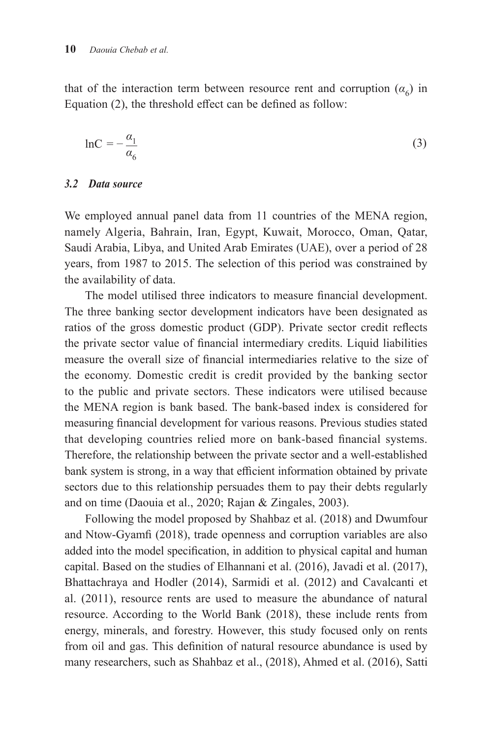that of the interaction term between resource rent and corruption ($\alpha_6$) in Equation (2), the threshold effect can be defined as follow:

$$\ln C = -\frac{\alpha_1}{\alpha_6} \tag{3}$$

### *3.2 Data source*

We employed annual panel data from 11 countries of the MENA region, namely Algeria, Bahrain, Iran, Egypt, Kuwait, Morocco, Oman, Qatar, Saudi Arabia, Libya, and United Arab Emirates (UAE), over a period of 28 years, from 1987 to 2015. The selection of this period was constrained by the availability of data.

The model utilised three indicators to measure financial development. The three banking sector development indicators have been designated as ratios of the gross domestic product (GDP). Private sector credit reflects the private sector value of financial intermediary credits. Liquid liabilities measure the overall size of financial intermediaries relative to the size of the economy. Domestic credit is credit provided by the banking sector to the public and private sectors. These indicators were utilised because the MENA region is bank based. The bank-based index is considered for measuring financial development for various reasons. Previous studies stated that developing countries relied more on bank-based financial systems. Therefore, the relationship between the private sector and a well-established bank system is strong, in a way that efficient information obtained by private sectors due to this relationship persuades them to pay their debts regularly and on time (Daouia et al., 2020; Rajan & Zingales, 2003).

Following the model proposed by Shahbaz et al. (2018) and Dwumfour and Ntow-Gyamfi (2018), trade openness and corruption variables are also added into the model specification, in addition to physical capital and human capital. Based on the studies of Elhannani et al. (2016), Javadi et al. (2017), Bhattachraya and Hodler (2014), Sarmidi et al. (2012) and Cavalcanti et al. (2011), resource rents are used to measure the abundance of natural resource. According to the World Bank (2018), these include rents from energy, minerals, and forestry. However, this study focused only on rents from oil and gas. This definition of natural resource abundance is used by many researchers, such as Shahbaz et al., (2018), Ahmed et al. (2016), Satti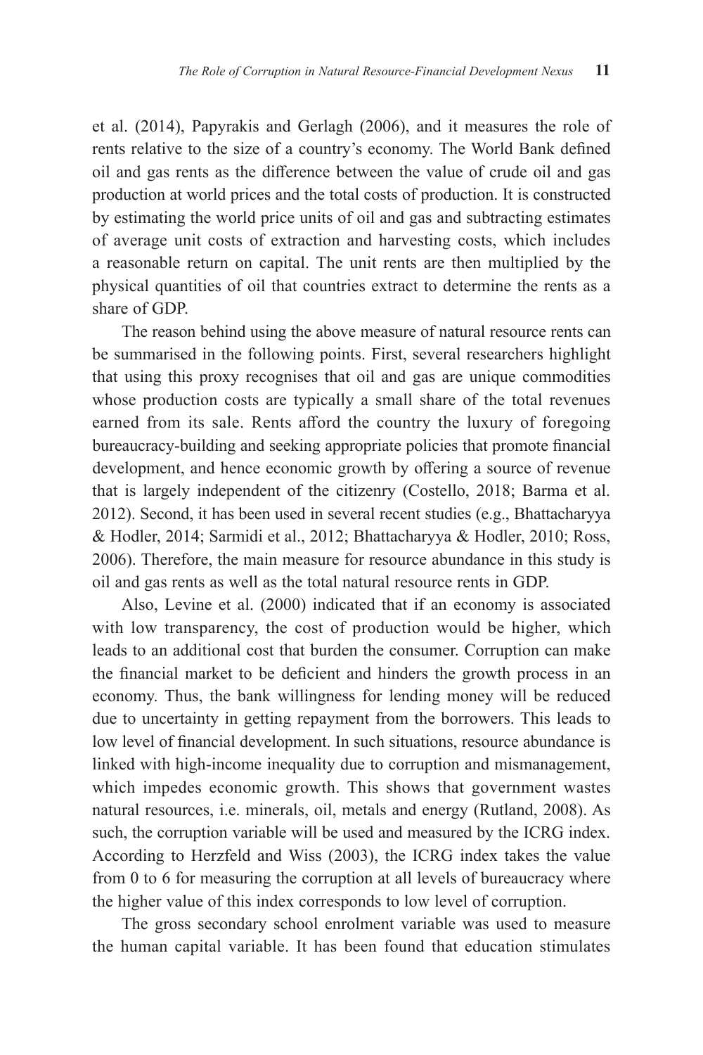et al. (2014), Papyrakis and Gerlagh (2006), and it measures the role of rents relative to the size of a country's economy. The World Bank defined oil and gas rents as the difference between the value of crude oil and gas production at world prices and the total costs of production. It is constructed by estimating the world price units of oil and gas and subtracting estimates of average unit costs of extraction and harvesting costs, which includes a reasonable return on capital. The unit rents are then multiplied by the physical quantities of oil that countries extract to determine the rents as a share of GDP.

The reason behind using the above measure of natural resource rents can be summarised in the following points. First, several researchers highlight that using this proxy recognises that oil and gas are unique commodities whose production costs are typically a small share of the total revenues earned from its sale. Rents afford the country the luxury of foregoing bureaucracy-building and seeking appropriate policies that promote financial development, and hence economic growth by offering a source of revenue that is largely independent of the citizenry (Costello, 2018; Barma et al. 2012). Second, it has been used in several recent studies (e.g., Bhattacharyya & Hodler, 2014; Sarmidi et al., 2012; Bhattacharyya & Hodler, 2010; Ross, 2006). Therefore, the main measure for resource abundance in this study is oil and gas rents as well as the total natural resource rents in GDP.

Also, Levine et al. (2000) indicated that if an economy is associated with low transparency, the cost of production would be higher, which leads to an additional cost that burden the consumer. Corruption can make the financial market to be deficient and hinders the growth process in an economy. Thus, the bank willingness for lending money will be reduced due to uncertainty in getting repayment from the borrowers. This leads to low level of financial development. In such situations, resource abundance is linked with high-income inequality due to corruption and mismanagement, which impedes economic growth. This shows that government wastes natural resources, i.e. minerals, oil, metals and energy (Rutland, 2008). As such, the corruption variable will be used and measured by the ICRG index. According to Herzfeld and Wiss (2003), the ICRG index takes the value from 0 to 6 for measuring the corruption at all levels of bureaucracy where the higher value of this index corresponds to low level of corruption.

The gross secondary school enrolment variable was used to measure the human capital variable. It has been found that education stimulates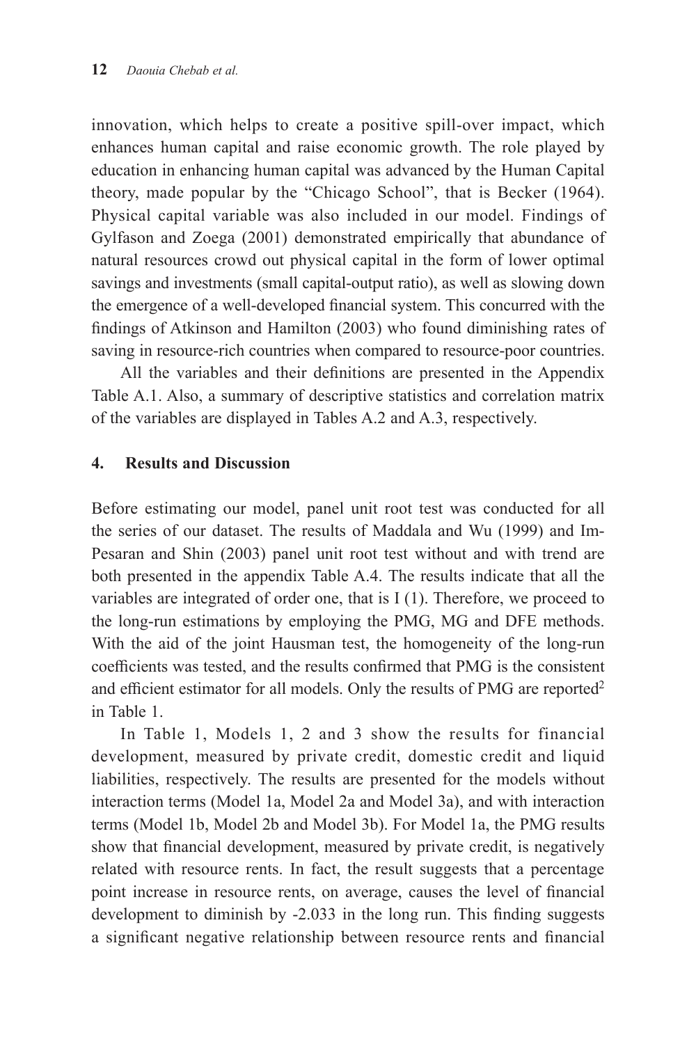innovation, which helps to create a positive spill-over impact, which enhances human capital and raise economic growth. The role played by education in enhancing human capital was advanced by the Human Capital theory, made popular by the "Chicago School", that is Becker (1964). Physical capital variable was also included in our model. Findings of Gylfason and Zoega (2001) demonstrated empirically that abundance of natural resources crowd out physical capital in the form of lower optimal savings and investments (small capital-output ratio), as well as slowing down the emergence of a well-developed financial system. This concurred with the findings of Atkinson and Hamilton (2003) who found diminishing rates of saving in resource-rich countries when compared to resource-poor countries.

All the variables and their definitions are presented in the Appendix Table A.1. Also, a summary of descriptive statistics and correlation matrix of the variables are displayed in Tables A.2 and A.3, respectively.

## 4. Results and Discussion

Before estimating our model, panel unit root test was conducted for all the series of our dataset. The results of Maddala and Wu (1999) and Im-Pesaran and Shin (2003) panel unit root test without and with trend are both presented in the appendix Table A.4. The results indicate that all the variables are integrated of order one, that is I (1). Therefore, we proceed to the long-run estimations by employing the PMG, MG and DFE methods. With the aid of the joint Hausman test, the homogeneity of the long-run coefficients was tested, and the results confirmed that PMG is the consistent and efficient estimator for all models. Only the results of PMG are reported[2] in Table 1.

In Table 1, Models 1, 2 and 3 show the results for financial development, measured by private credit, domestic credit and liquid liabilities, respectively. The results are presented for the models without interaction terms (Model 1a, Model 2a and Model 3a), and with interaction terms (Model 1b, Model 2b and Model 3b). For Model 1a, the PMG results show that financial development, measured by private credit, is negatively related with resource rents. In fact, the result suggests that a percentage point increase in resource rents, on average, causes the level of financial development to diminish by -2.033 in the long run. This finding suggests a significant negative relationship between resource rents and financial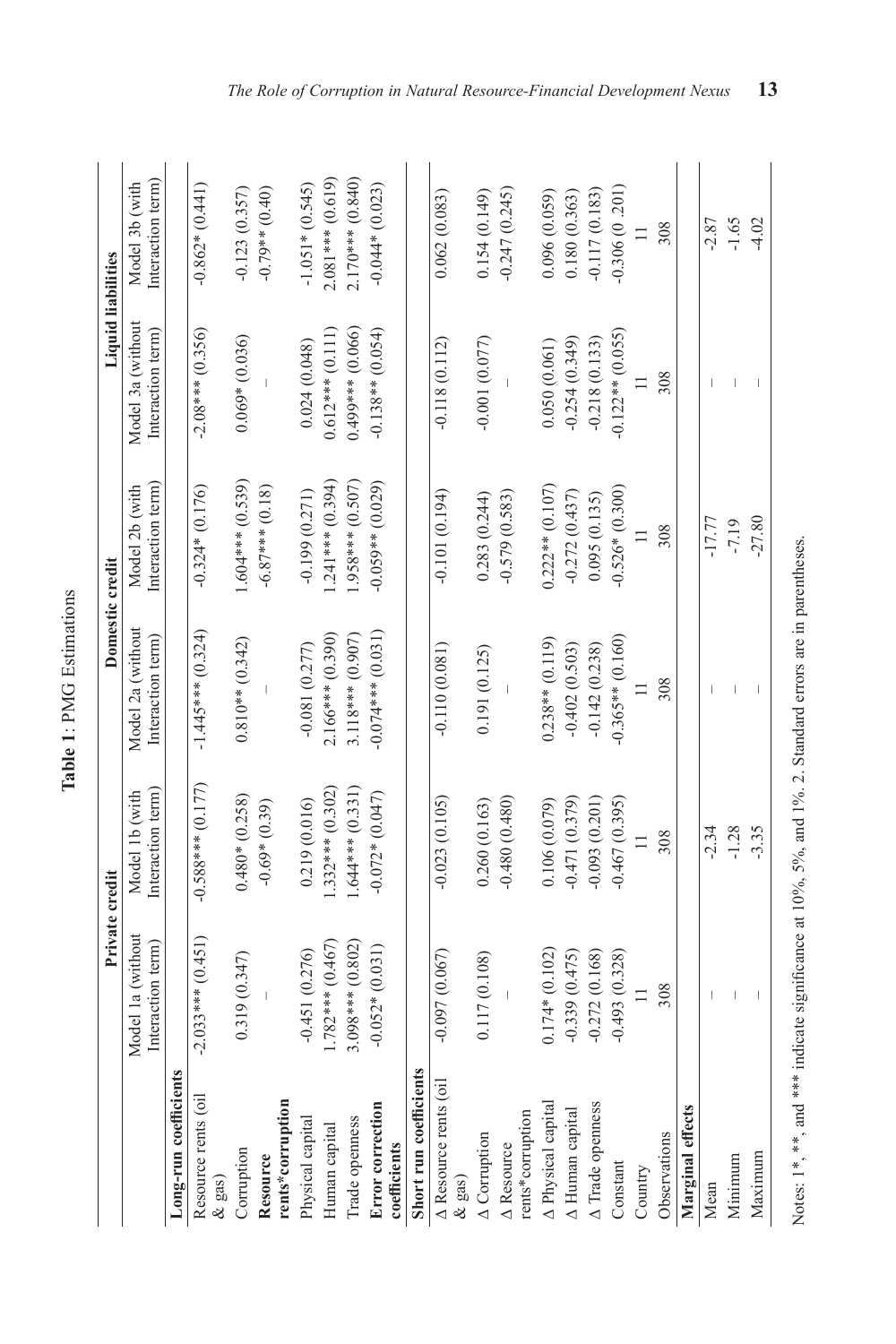**Table 1**: PMG Estimations

| | Private credit | | Domestic credit | | Liquid liabilities | |
|---|---|---|---|---|---|---|
| | Model 1a (without Interaction term) | Model 1b (with Interaction term) | Model 2a (without Interaction term) | Model 2b (with Interaction term) | Model 3a (without Interaction term) | Model 3b (with Interaction term) |
| **Long-run coefficients** | | | | | | |
| Resource rents (oil & gas) | -2.033*** (0.451) | -0.588*** (0.177) | -1.445*** (0.324) | -0.324* (0.176) | -2.08*** (0.356) | -0.862* (0.441) |
| Corruption | 0.319 (0.347) | 0.480* (0.258) | 0.810** (0.342) | 1.604*** (0.539) | 0.069* (0.036) | -0.123 (0.357) |
| **Resource rents*corruption** | – | -0.69* (0.39) | – | -6.87*** (0.18) | – | -0.79** (0.40) |
| Physical capital | -0.451 (0.276) | 0.219 (0.016) | -0.081 (0.277) | -0.199 (0.271) | 0.024 (0.048) | -1.051* (0.545) |
| Human capital | 1.782*** (0.467) | 1.332*** (0.302) | 2.166*** (0.390) | 1.241*** (0.394) | 0.612*** (0.111) | 2.081*** (0.619) |
| Trade openness | 3.098*** (0.802) | 1.644*** (0.331) | 3.118*** (0.907) | 1.958*** (0.507) | 0.499*** (0.066) | 2.170*** (0.840) |
| **Error correction coefficients** | -0.052* (0.031) | -0.072* (0.047) | -0.074*** (0.031) | -0.059** (0.029) | -0.138** (0.054) | -0.044* (0.023) |
| **Short run coefficients** | | | | | | |
| Δ Resource rents (oil & gas) | -0.097 (0.067) | -0.023 (0.105) | -0.110 (0.081) | -0.101 (0.194) | -0.118 (0.112) | 0.062 (0.083) |
| Δ Corruption | 0.117 (0.108) | 0.260 (0.163) | 0.191 (0.125) | 0.283 (0.244) | -0.001 (0.077) | 0.154 (0.149) |
| Δ Resource rents*corruption | – | -0.480 (0.480) | – | -0.579 (0.583) | – | -0.247 (0.245) |
| Δ Physical capital | 0.174* (0.102) | 0.106 (0.079) | 0.238** (0.119) | 0.222** (0.107) | 0.050 (0.061) | 0.096 (0.059) |
| Δ Human capital | -0.339 (0.475) | -0.471 (0.379) | -0.402 (0.503) | -0.272 (0.437) | -0.254 (0.349) | 0.180 (0.363) |
| Δ Trade openness | -0.272 (0.168) | -0.093 (0.201) | -0.142 (0.238) | 0.095 (0.135) | -0.218 (0.133) | -0.117 (0.183) |
| Constant | -0.493 (0.328) | -0.467 (0.395) | -0.365** (0.160) | -0.526* (0.300) | -0.122** (0.055) | -0.306 (0 .201) |
| Country | 11 | 11 | 11 | 11 | 11 | 11 |
| Observations | 308 | 308 | 308 | 308 | 308 | 308 |
| **Marginal effects** | | | | | | |
| Mean | – | -2.34 | – | -17.77 | – | -2.87 |
| Minimum | – | -1.28 | – | -7.19 | – | -1.65 |
| Maximum | – | -3.35 | – | -27.80 | – | -4.02 |

Notes: 1* ,**, and *** indicate significance at 10%, 5%, and 1%. 2. Standard errors are in parentheses.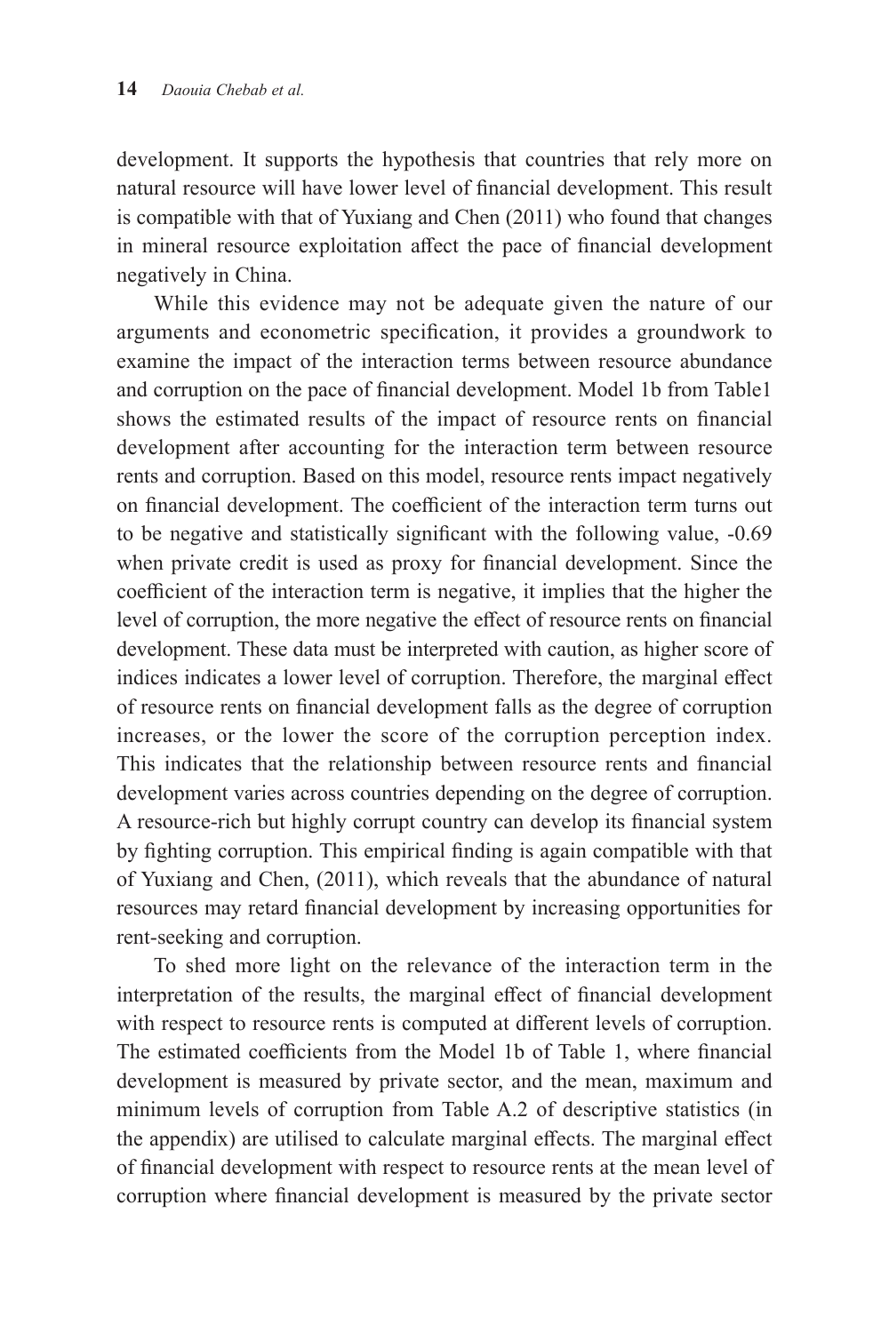development. It supports the hypothesis that countries that rely more on natural resource will have lower level of financial development. This result is compatible with that of Yuxiang and Chen (2011) who found that changes in mineral resource exploitation affect the pace of financial development negatively in China.

While this evidence may not be adequate given the nature of our arguments and econometric specification, it provides a groundwork to examine the impact of the interaction terms between resource abundance and corruption on the pace of financial development. Model 1b from Table1 shows the estimated results of the impact of resource rents on financial development after accounting for the interaction term between resource rents and corruption. Based on this model, resource rents impact negatively on financial development. The coefficient of the interaction term turns out to be negative and statistically significant with the following value, -0.69 when private credit is used as proxy for financial development. Since the coefficient of the interaction term is negative, it implies that the higher the level of corruption, the more negative the effect of resource rents on financial development. These data must be interpreted with caution, as higher score of indices indicates a lower level of corruption. Therefore, the marginal effect of resource rents on financial development falls as the degree of corruption increases, or the lower the score of the corruption perception index. This indicates that the relationship between resource rents and financial development varies across countries depending on the degree of corruption. A resource-rich but highly corrupt country can develop its financial system by fighting corruption. This empirical finding is again compatible with that of Yuxiang and Chen, (2011), which reveals that the abundance of natural resources may retard financial development by increasing opportunities for rent-seeking and corruption.

To shed more light on the relevance of the interaction term in the interpretation of the results, the marginal effect of financial development with respect to resource rents is computed at different levels of corruption. The estimated coefficients from the Model 1b of Table 1, where financial development is measured by private sector, and the mean, maximum and minimum levels of corruption from Table A.2 of descriptive statistics (in the appendix) are utilised to calculate marginal effects. The marginal effect of financial development with respect to resource rents at the mean level of corruption where financial development is measured by the private sector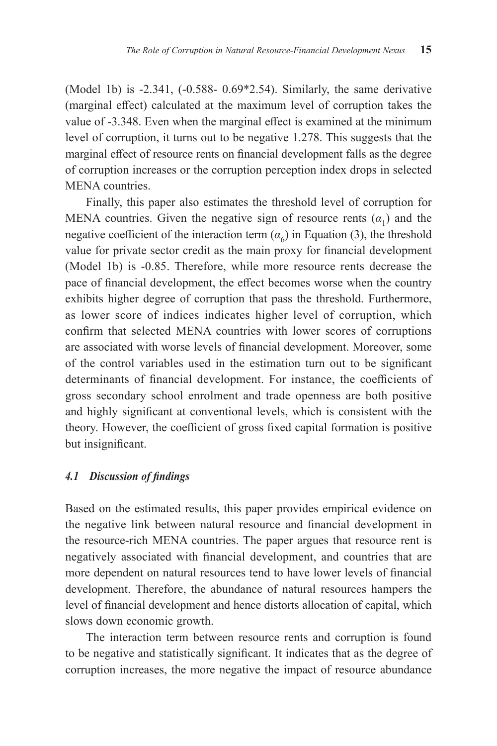(Model 1b) is -2.341, (-0.588- 0.69*2.54). Similarly, the same derivative (marginal effect) calculated at the maximum level of corruption takes the value of -3.348. Even when the marginal effect is examined at the minimum level of corruption, it turns out to be negative 1.278. This suggests that the marginal effect of resource rents on financial development falls as the degree of corruption increases or the corruption perception index drops in selected MENA countries.

Finally, this paper also estimates the threshold level of corruption for MENA countries. Given the negative sign of resource rents ($\alpha_1$) and the negative coefficient of the interaction term ($\alpha_6$) in Equation (3), the threshold value for private sector credit as the main proxy for financial development (Model 1b) is -0.85. Therefore, while more resource rents decrease the pace of financial development, the effect becomes worse when the country exhibits higher degree of corruption that pass the threshold. Furthermore, as lower score of indices indicates higher level of corruption, which confirm that selected MENA countries with lower scores of corruptions are associated with worse levels of financial development. Moreover, some of the control variables used in the estimation turn out to be significant determinants of financial development. For instance, the coefficients of gross secondary school enrolment and trade openness are both positive and highly significant at conventional levels, which is consistent with the theory. However, the coefficient of gross fixed capital formation is positive but insignificant.

### *4.1 Discussion of findings*

Based on the estimated results, this paper provides empirical evidence on the negative link between natural resource and financial development in the resource-rich MENA countries. The paper argues that resource rent is negatively associated with financial development, and countries that are more dependent on natural resources tend to have lower levels of financial development. Therefore, the abundance of natural resources hampers the level of financial development and hence distorts allocation of capital, which slows down economic growth.

The interaction term between resource rents and corruption is found to be negative and statistically significant. It indicates that as the degree of corruption increases, the more negative the impact of resource abundance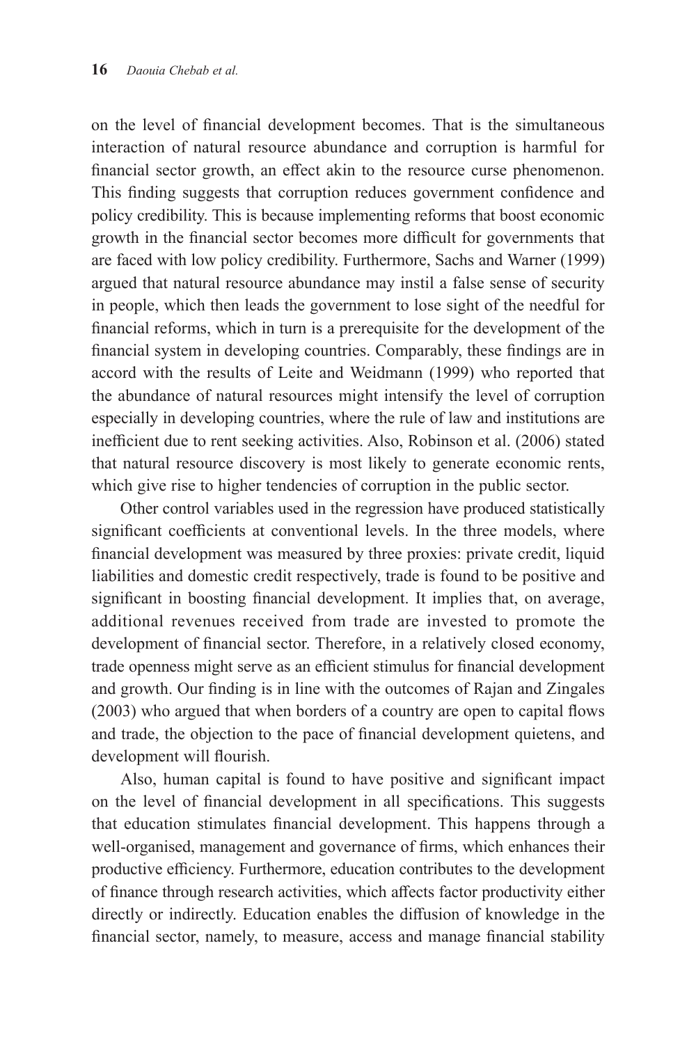on the level of financial development becomes. That is the simultaneous interaction of natural resource abundance and corruption is harmful for financial sector growth, an effect akin to the resource curse phenomenon. This finding suggests that corruption reduces government confidence and policy credibility. This is because implementing reforms that boost economic growth in the financial sector becomes more difficult for governments that are faced with low policy credibility. Furthermore, Sachs and Warner (1999) argued that natural resource abundance may instil a false sense of security in people, which then leads the government to lose sight of the needful for financial reforms, which in turn is a prerequisite for the development of the financial system in developing countries. Comparably, these findings are in accord with the results of Leite and Weidmann (1999) who reported that the abundance of natural resources might intensify the level of corruption especially in developing countries, where the rule of law and institutions are inefficient due to rent seeking activities. Also, Robinson et al. (2006) stated that natural resource discovery is most likely to generate economic rents, which give rise to higher tendencies of corruption in the public sector.

Other control variables used in the regression have produced statistically significant coefficients at conventional levels. In the three models, where financial development was measured by three proxies: private credit, liquid liabilities and domestic credit respectively, trade is found to be positive and significant in boosting financial development. It implies that, on average, additional revenues received from trade are invested to promote the development of financial sector. Therefore, in a relatively closed economy, trade openness might serve as an efficient stimulus for financial development and growth. Our finding is in line with the outcomes of Rajan and Zingales (2003) who argued that when borders of a country are open to capital flows and trade, the objection to the pace of financial development quietens, and development will flourish.

Also, human capital is found to have positive and significant impact on the level of financial development in all specifications. This suggests that education stimulates financial development. This happens through a well-organised, management and governance of firms, which enhances their productive efficiency. Furthermore, education contributes to the development of finance through research activities, which affects factor productivity either directly or indirectly. Education enables the diffusion of knowledge in the financial sector, namely, to measure, access and manage financial stability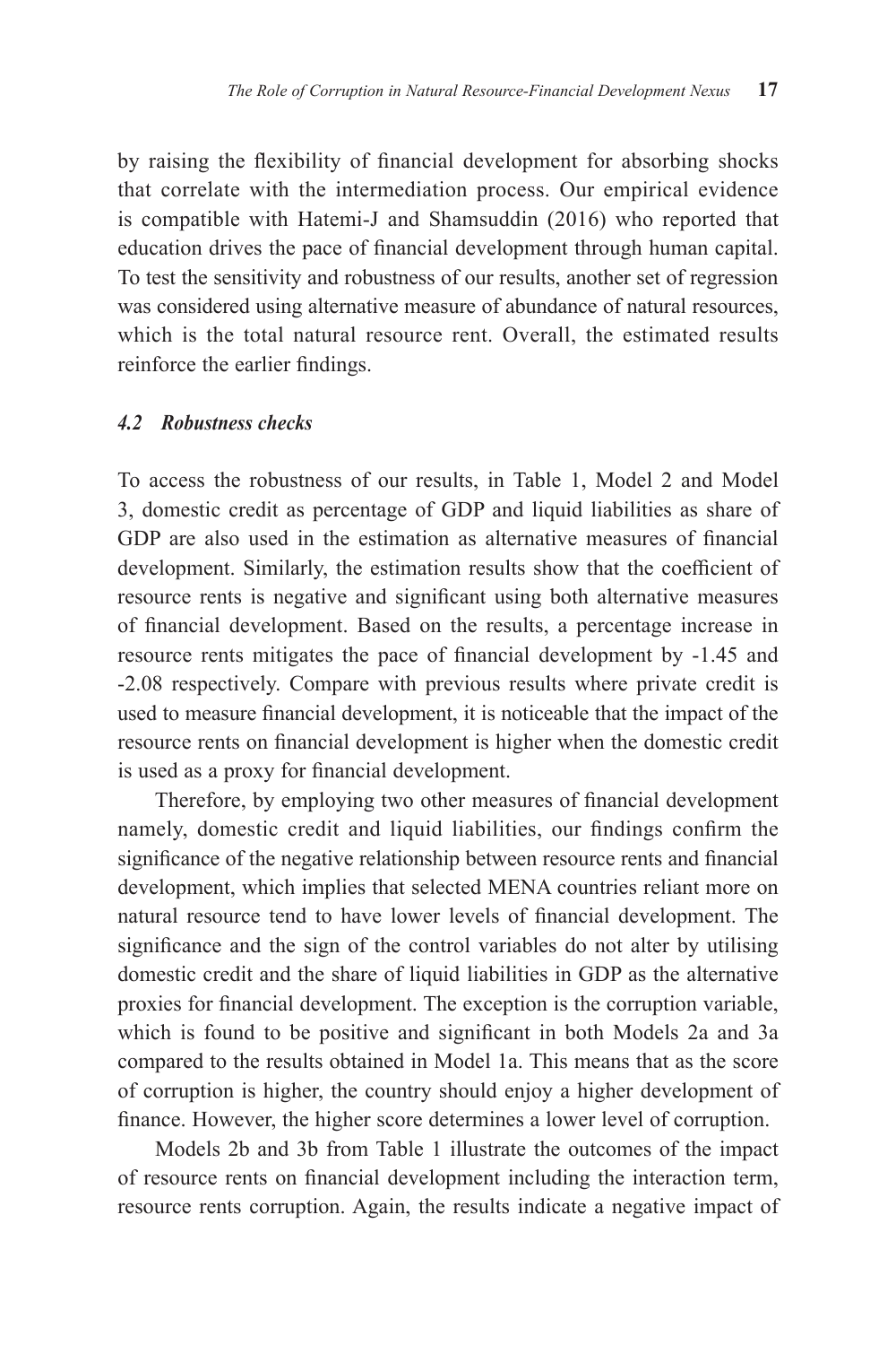by raising the flexibility of financial development for absorbing shocks that correlate with the intermediation process. Our empirical evidence is compatible with Hatemi-J and Shamsuddin (2016) who reported that education drives the pace of financial development through human capital. To test the sensitivity and robustness of our results, another set of regression was considered using alternative measure of abundance of natural resources, which is the total natural resource rent. Overall, the estimated results reinforce the earlier findings.

### *4.2 Robustness checks*

To access the robustness of our results, in Table 1, Model 2 and Model 3, domestic credit as percentage of GDP and liquid liabilities as share of GDP are also used in the estimation as alternative measures of financial development. Similarly, the estimation results show that the coefficient of resource rents is negative and significant using both alternative measures of financial development. Based on the results, a percentage increase in resource rents mitigates the pace of financial development by -1.45 and -2.08 respectively. Compare with previous results where private credit is used to measure financial development, it is noticeable that the impact of the resource rents on financial development is higher when the domestic credit is used as a proxy for financial development.

Therefore, by employing two other measures of financial development namely, domestic credit and liquid liabilities, our findings confirm the significance of the negative relationship between resource rents and financial development, which implies that selected MENA countries reliant more on natural resource tend to have lower levels of financial development. The significance and the sign of the control variables do not alter by utilising domestic credit and the share of liquid liabilities in GDP as the alternative proxies for financial development. The exception is the corruption variable, which is found to be positive and significant in both Models 2a and 3a compared to the results obtained in Model 1a. This means that as the score of corruption is higher, the country should enjoy a higher development of finance. However, the higher score determines a lower level of corruption.

Models 2b and 3b from Table 1 illustrate the outcomes of the impact of resource rents on financial development including the interaction term, resource rents corruption. Again, the results indicate a negative impact of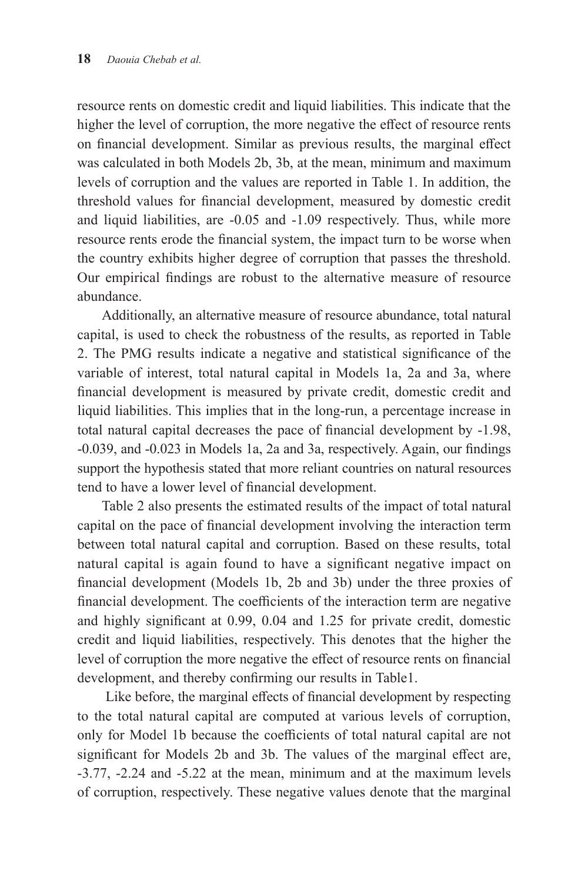resource rents on domestic credit and liquid liabilities. This indicate that the higher the level of corruption, the more negative the effect of resource rents on financial development. Similar as previous results, the marginal effect was calculated in both Models 2b, 3b, at the mean, minimum and maximum levels of corruption and the values are reported in Table 1. In addition, the threshold values for financial development, measured by domestic credit and liquid liabilities, are -0.05 and -1.09 respectively. Thus, while more resource rents erode the financial system, the impact turn to be worse when the country exhibits higher degree of corruption that passes the threshold. Our empirical findings are robust to the alternative measure of resource abundance.

Additionally, an alternative measure of resource abundance, total natural capital, is used to check the robustness of the results, as reported in Table 2. The PMG results indicate a negative and statistical significance of the variable of interest, total natural capital in Models 1a, 2a and 3a, where financial development is measured by private credit, domestic credit and liquid liabilities. This implies that in the long-run, a percentage increase in total natural capital decreases the pace of financial development by -1.98, -0.039, and -0.023 in Models 1a, 2a and 3a, respectively. Again, our findings support the hypothesis stated that more reliant countries on natural resources tend to have a lower level of financial development.

Table 2 also presents the estimated results of the impact of total natural capital on the pace of financial development involving the interaction term between total natural capital and corruption. Based on these results, total natural capital is again found to have a significant negative impact on financial development (Models 1b, 2b and 3b) under the three proxies of financial development. The coefficients of the interaction term are negative and highly significant at 0.99, 0.04 and 1.25 for private credit, domestic credit and liquid liabilities, respectively. This denotes that the higher the level of corruption the more negative the effect of resource rents on financial development, and thereby confirming our results in Table1.

Like before, the marginal effects of financial development by respecting to the total natural capital are computed at various levels of corruption, only for Model 1b because the coefficients of total natural capital are not significant for Models 2b and 3b. The values of the marginal effect are, -3.77, -2.24 and -5.22 at the mean, minimum and at the maximum levels of corruption, respectively. These negative values denote that the marginal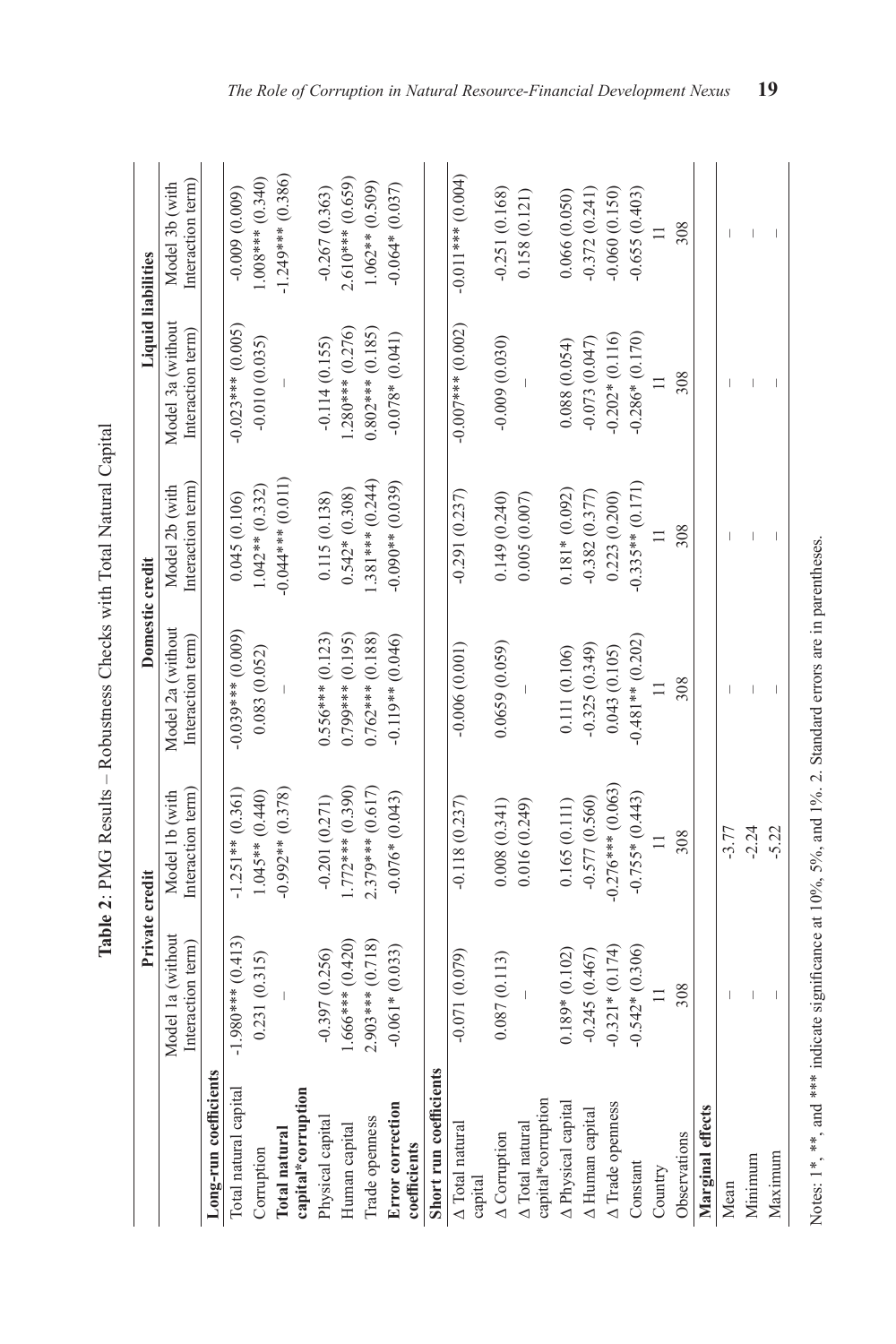**Table 2**: PMG Results – Robustness Checks with Total Natural Capital

| | Private credit | | Domestic credit | | Liquid liabilities | |
|---|---|---|---|---|---|---|
| | Model 1a (without Interaction term) | Model 1b (with Interaction term) | Model 2a (without Interaction term) | Model 2b (with Interaction term) | Model 3a (without Interaction term) | Model 3b (with Interaction term) |
| **Long-run coefficients** | | | | | | |
| Total natural capital | -1.980*** (0.413) | -1.251** (0.361) | -0.039*** (0.009) | 0.045 (0.106) | -0.023*** (0.005) | -0.009 (0.009) |
| Corruption | 0.231 (0.315) | 1.045** (0.440) | 0.083 (0.052) | 1.042** (0.332) | -0.010 (0.035) | 1.008*** (0.340) |
| **Total natural capital*corruption** | – | -0.992** (0.378) | – | -0.044*** (0.011) | – | -1.249*** (0.386) |
| Physical capital | -0.397 (0.256) | -0.201 (0.271) | 0.556*** (0.123) | 0.115 (0.138) | -0.114 (0.155) | -0.267 (0.363) |
| Human capital | 1.666*** (0.420) | 1.772*** (0.390) | 0.799*** (0.195) | 0.542* (0.308) | 1.280*** (0.276) | 2.610*** (0.659) |
| Trade openness | 2.903*** (0.718) | 2.379*** (0.617) | 0.762*** (0.188) | 1.381*** (0.244) | 0.802*** (0.185) | 1.062** (0.509) |
| **Error correction coefficients** | -0.061* (0.033) | -0.076* (0.043) | -0.119** (0.046) | -0.090** (0.039) | -0.078* (0.041) | -0.064* (0.037) |
| **Short run coefficients** | | | | | | |
| Δ Total natural capital | -0.071 (0.079) | -0.118 (0.237) | -0.006 (0.001) | -0.291 (0.237) | -0.007*** (0.002) | -0.011*** (0.004) |
| Δ Corruption | 0.087 (0.113) | 0.008 (0.341) | 0.0659 (0.059) | 0.149 (0.240) | -0.009 (0.030) | -0.251 (0.168) |
| Δ Total natural capital*corruption | – | 0.016 (0.249) | – | 0.005 (0.007) | – | 0.158 (0.121) |
| Δ Physical capital | 0.189* (0.102) | 0.165 (0.111) | 0.111 (0.106) | 0.181* (0.092) | 0.088 (0.054) | 0.066 (0.050) |
| Δ Human capital | -0.245 (0.467) | -0.577 (0.560) | -0.325 (0.349) | -0.382 (0.377) | -0.073 (0.047) | -0.372 (0.241) |
| Δ Trade openness | -0.321* (0.174) | -0.276*** (0.063) | 0.043 (0.105) | 0.223 (0.200) | -0.202* (0.116) | -0.060 (0.150) |
| Constant | -0.542* (0.306) | -0.755* (0.443) | -0.481** (0.202) | -0.335** (0.171) | -0.286* (0.170) | -0.655 (0.403) |
| Country | 11 | 11 | 11 | 11 | 11 | 11 |
| Observations | 308 | 308 | 308 | 308 | 308 | 308 |
| **Marginal effects** | | | | | | |
| Mean | – | -3.77 | – | – | – | – |
| Minimum | – | -2.24 | – | – | – | – |
| Maximum | – | -5.22 | – | – | – | – |

Notes: 1*, **, and *** indicate significance at 10%, 5%, and 1%. 2. Standard errors are in parentheses.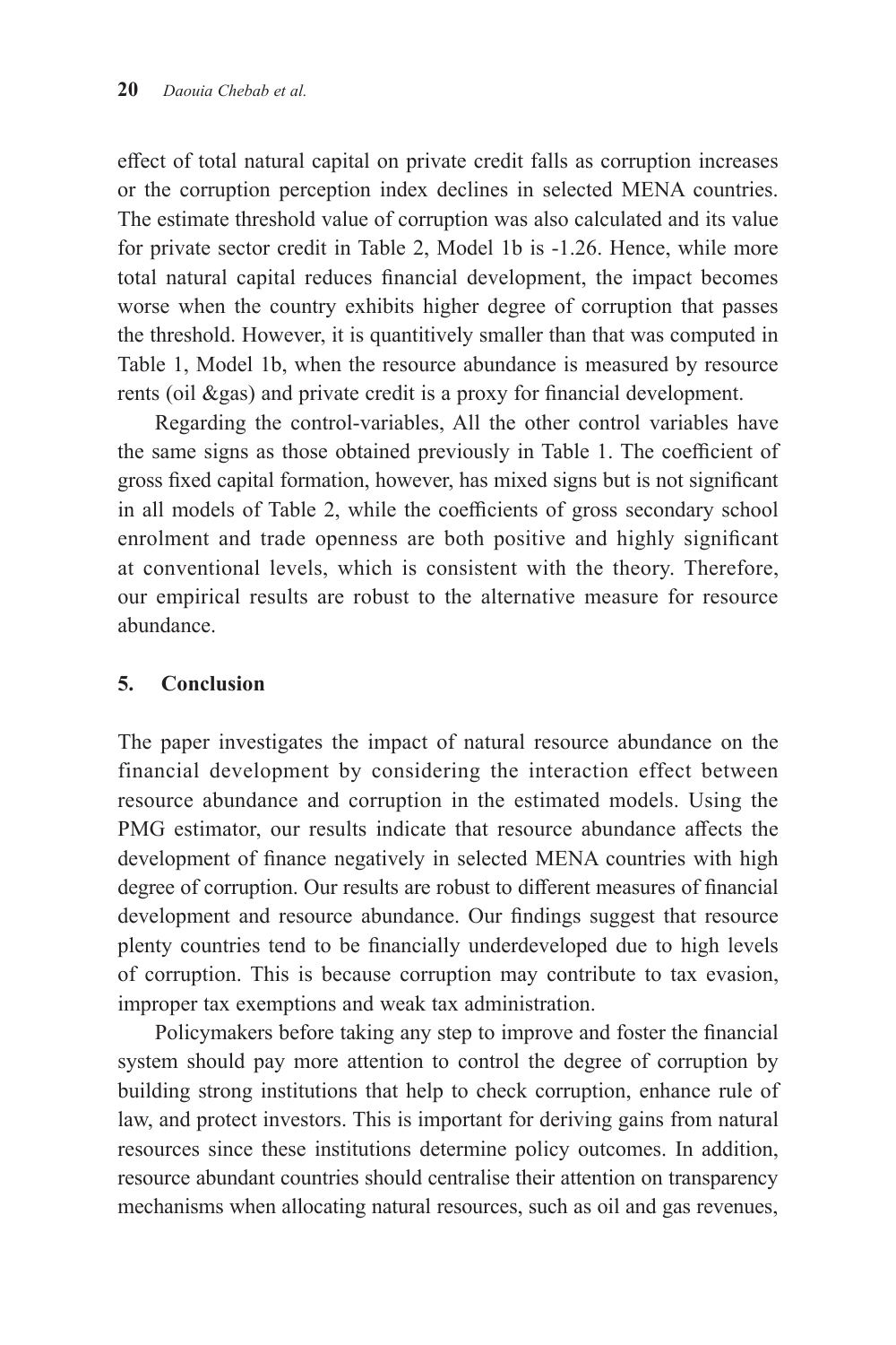effect of total natural capital on private credit falls as corruption increases or the corruption perception index declines in selected MENA countries. The estimate threshold value of corruption was also calculated and its value for private sector credit in Table 2, Model 1b is -1.26. Hence, while more total natural capital reduces financial development, the impact becomes worse when the country exhibits higher degree of corruption that passes the threshold. However, it is quantitively smaller than that was computed in Table 1, Model 1b, when the resource abundance is measured by resource rents (oil &gas) and private credit is a proxy for financial development.

Regarding the control-variables, All the other control variables have the same signs as those obtained previously in Table 1. The coefficient of gross fixed capital formation, however, has mixed signs but is not significant in all models of Table 2, while the coefficients of gross secondary school enrolment and trade openness are both positive and highly significant at conventional levels, which is consistent with the theory. Therefore, our empirical results are robust to the alternative measure for resource abundance.

## 5. Conclusion

The paper investigates the impact of natural resource abundance on the financial development by considering the interaction effect between resource abundance and corruption in the estimated models. Using the PMG estimator, our results indicate that resource abundance affects the development of finance negatively in selected MENA countries with high degree of corruption. Our results are robust to different measures of financial development and resource abundance. Our findings suggest that resource plenty countries tend to be financially underdeveloped due to high levels of corruption. This is because corruption may contribute to tax evasion, improper tax exemptions and weak tax administration.

Policymakers before taking any step to improve and foster the financial system should pay more attention to control the degree of corruption by building strong institutions that help to check corruption, enhance rule of law, and protect investors. This is important for deriving gains from natural resources since these institutions determine policy outcomes. In addition, resource abundant countries should centralise their attention on transparency mechanisms when allocating natural resources, such as oil and gas revenues,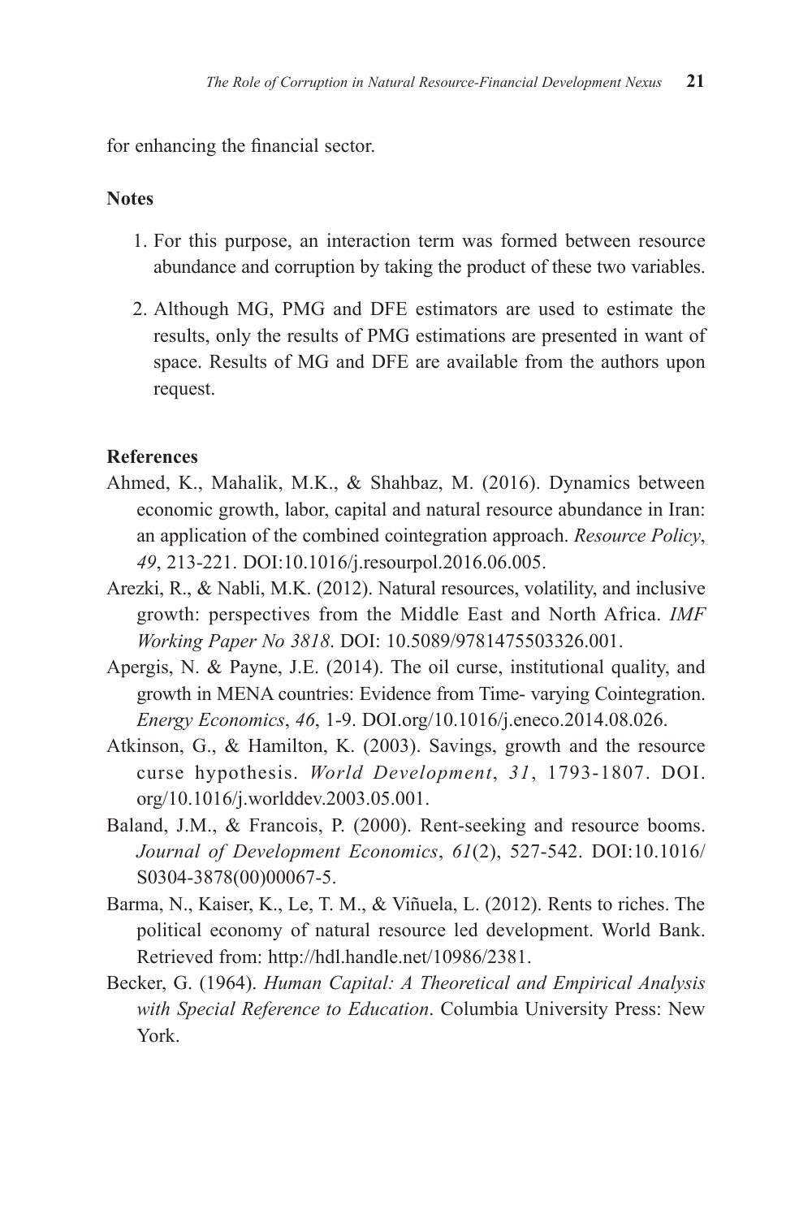for enhancing the financial sector.

**Notes**

1. For this purpose, an interaction term was formed between resource abundance and corruption by taking the product of these two variables.
2. Although MG, PMG and DFE estimators are used to estimate the results, only the results of PMG estimations are presented in want of space. Results of MG and DFE are available from the authors upon request.

**References**

Ahmed, K., Mahalik, M.K., & Shahbaz, M. (2016). Dynamics between economic growth, labor, capital and natural resource abundance in Iran: an application of the combined cointegration approach. *Resource Policy*, *49*, 213-221. DOI:10.1016/j.resourpol.2016.06.005.

Arezki, R., & Nabli, M.K. (2012). Natural resources, volatility, and inclusive growth: perspectives from the Middle East and North Africa. *IMF Working Paper No 3818*. DOI: 10.5089/9781475503326.001.

Apergis, N. & Payne, J.E. (2014). The oil curse, institutional quality, and growth in MENA countries: Evidence from Time- varying Cointegration. *Energy Economics*, *46*, 1-9. DOI.org/10.1016/j.eneco.2014.08.026.

Atkinson, G., & Hamilton, K. (2003). Savings, growth and the resource curse hypothesis. *World Development*, *31*, 1793-1807. DOI.org/10.1016/j.worlddev.2003.05.001.

Baland, J.M., & Francois, P. (2000). Rent-seeking and resource booms. *Journal of Development Economics*, *61*(2), 527-542. DOI:10.1016/S0304-3878(00)00067-5.

Barma, N., Kaiser, K., Le, T. M., & Viñuela, L. (2012). Rents to riches. The political economy of natural resource led development. World Bank. Retrieved from: http://hdl.handle.net/10986/2381.

Becker, G. (1964). *Human Capital: A Theoretical and Empirical Analysis with Special Reference to Education*. Columbia University Press: New York.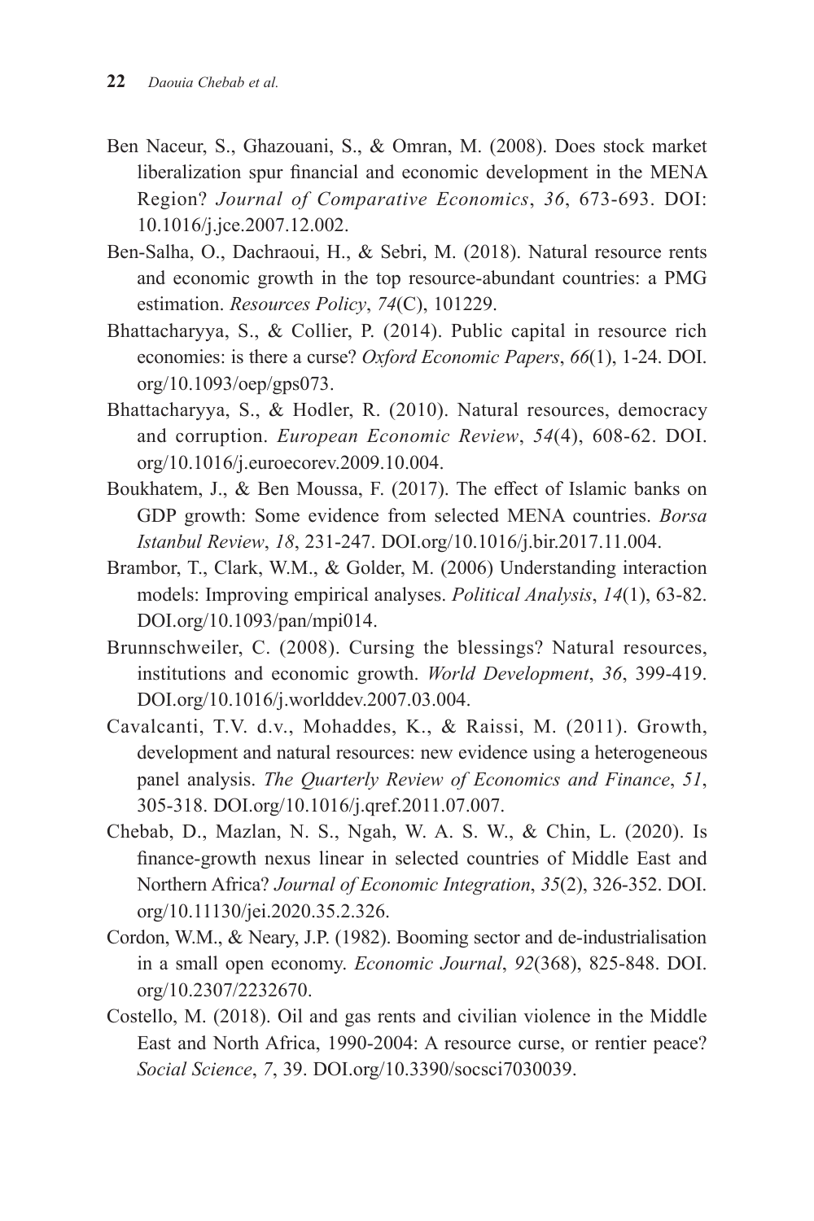Ben Naceur, S., Ghazouani, S., & Omran, M. (2008). Does stock market liberalization spur financial and economic development in the MENA Region? *Journal of Comparative Economics*, *36*, 673-693. DOI: 10.1016/j.jce.2007.12.002.

Ben-Salha, O., Dachraoui, H., & Sebri, M. (2018). Natural resource rents and economic growth in the top resource-abundant countries: a PMG estimation. *Resources Policy*, *74*(C), 101229.

Bhattacharyya, S., & Collier, P. (2014). Public capital in resource rich economies: is there a curse? *Oxford Economic Papers*, *66*(1), 1-24. DOI.org/10.1093/oep/gps073.

Bhattacharyya, S., & Hodler, R. (2010). Natural resources, democracy and corruption. *European Economic Review*, *54*(4), 608-62. DOI.org/10.1016/j.euroecorev.2009.10.004.

Boukhatem, J., & Ben Moussa, F. (2017). The effect of Islamic banks on GDP growth: Some evidence from selected MENA countries. *Borsa Istanbul Review*, *18*, 231-247. DOI.org/10.1016/j.bir.2017.11.004.

Brambor, T., Clark, W.M., & Golder, M. (2006) Understanding interaction models: Improving empirical analyses. *Political Analysis*, *14*(1), 63-82. DOI.org/10.1093/pan/mpi014.

Brunnschweiler, C. (2008). Cursing the blessings? Natural resources, institutions and economic growth. *World Development*, *36*, 399-419. DOI.org/10.1016/j.worlddev.2007.03.004.

Cavalcanti, T.V. d.v., Mohaddes, K., & Raissi, M. (2011). Growth, development and natural resources: new evidence using a heterogeneous panel analysis. *The Quarterly Review of Economics and Finance*, *51*, 305-318. DOI.org/10.1016/j.qref.2011.07.007.

Chebab, D., Mazlan, N. S., Ngah, W. A. S. W., & Chin, L. (2020). Is finance-growth nexus linear in selected countries of Middle East and Northern Africa? *Journal of Economic Integration*, *35*(2), 326-352. DOI.org/10.11130/jei.2020.35.2.326.

Cordon, W.M., & Neary, J.P. (1982). Booming sector and de-industrialisation in a small open economy. *Economic Journal*, *92*(368), 825-848. DOI.org/10.2307/2232670.

Costello, M. (2018). Oil and gas rents and civilian violence in the Middle East and North Africa, 1990-2004: A resource curse, or rentier peace? *Social Science*, *7*, 39. DOI.org/10.3390/socsci7030039.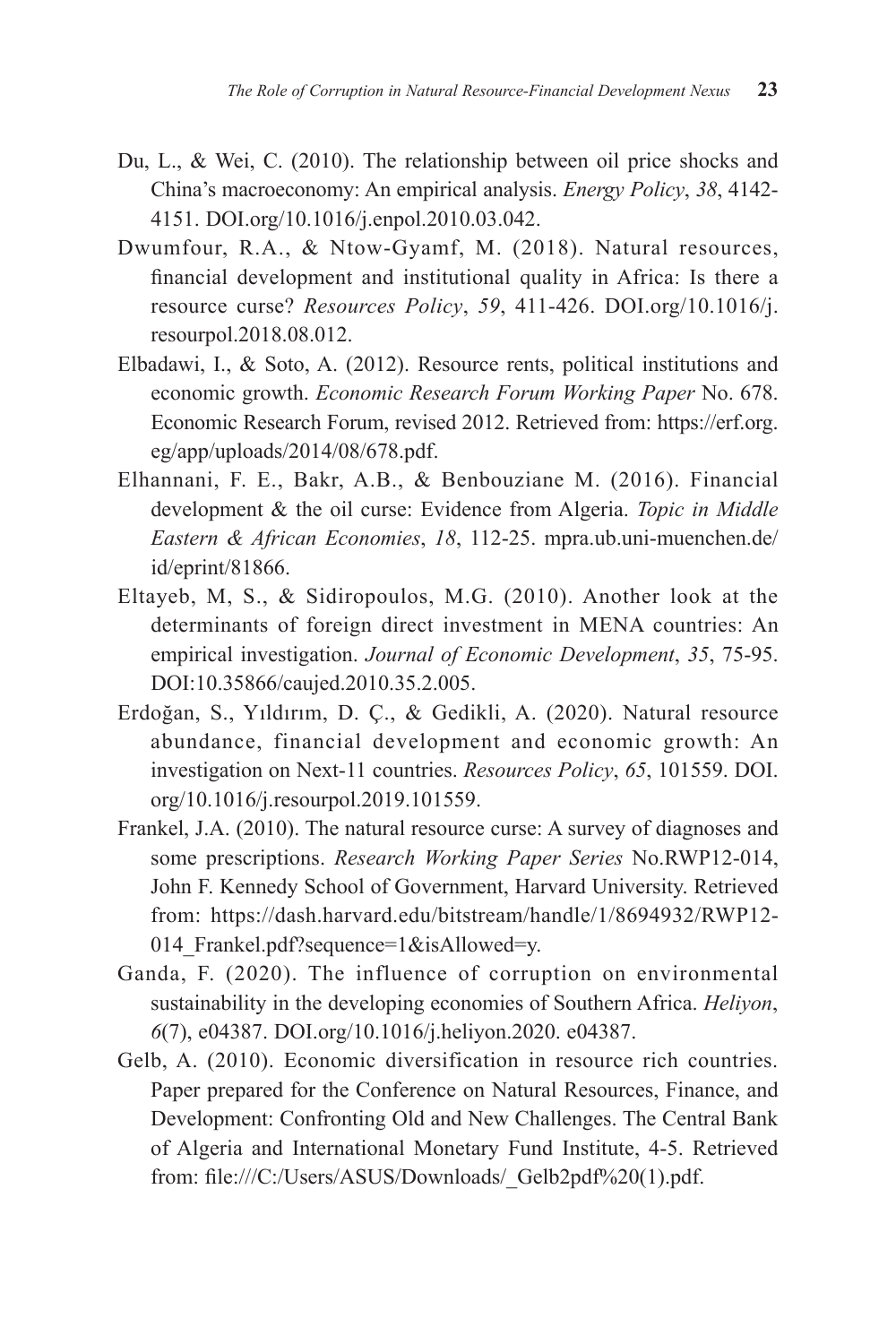Du, L., & Wei, C. (2010). The relationship between oil price shocks and China's macroeconomy: An empirical analysis. *Energy Policy*, *38*, 4142-4151. DOI.org/10.1016/j.enpol.2010.03.042.

Dwumfour, R.A., & Ntow-Gyamf, M. (2018). Natural resources, financial development and institutional quality in Africa: Is there a resource curse? *Resources Policy*, *59*, 411-426. DOI.org/10.1016/j.resourpol.2018.08.012.

Elbadawi, I., & Soto, A. (2012). Resource rents, political institutions and economic growth. *Economic Research Forum Working Paper* No. 678. Economic Research Forum, revised 2012. Retrieved from: https://erf.org.eg/app/uploads/2014/08/678.pdf.

Elhannani, F. E., Bakr, A.B., & Benbouziane M. (2016). Financial development & the oil curse: Evidence from Algeria. *Topic in Middle Eastern & African Economies*, *18*, 112-25. mpra.ub.uni-muenchen.de/id/eprint/81866.

Eltayeb, M, S., & Sidiropoulos, M.G. (2010). Another look at the determinants of foreign direct investment in MENA countries: An empirical investigation. *Journal of Economic Development*, *35*, 75-95. DOI:10.35866/caujed.2010.35.2.005.

Erdoğan, S., Yıldırım, D. Ç., & Gedikli, A. (2020). Natural resource abundance, financial development and economic growth: An investigation on Next-11 countries. *Resources Policy*, *65*, 101559. DOI.org/10.1016/j.resourpol.2019.101559.

Frankel, J.A. (2010). The natural resource curse: A survey of diagnoses and some prescriptions. *Research Working Paper Series* No.RWP12-014, John F. Kennedy School of Government, Harvard University. Retrieved from: https://dash.harvard.edu/bitstream/handle/1/8694932/RWP12-014_Frankel.pdf?sequence=1&isAllowed=y.

Ganda, F. (2020). The influence of corruption on environmental sustainability in the developing economies of Southern Africa. *Heliyon*, *6*(7), e04387. DOI.org/10.1016/j.heliyon.2020. e04387.

Gelb, A. (2010). Economic diversification in resource rich countries. Paper prepared for the Conference on Natural Resources, Finance, and Development: Confronting Old and New Challenges. The Central Bank of Algeria and International Monetary Fund Institute, 4-5. Retrieved from: file:///C:/Users/ASUS/Downloads/_Gelb2pdf%20(1).pdf.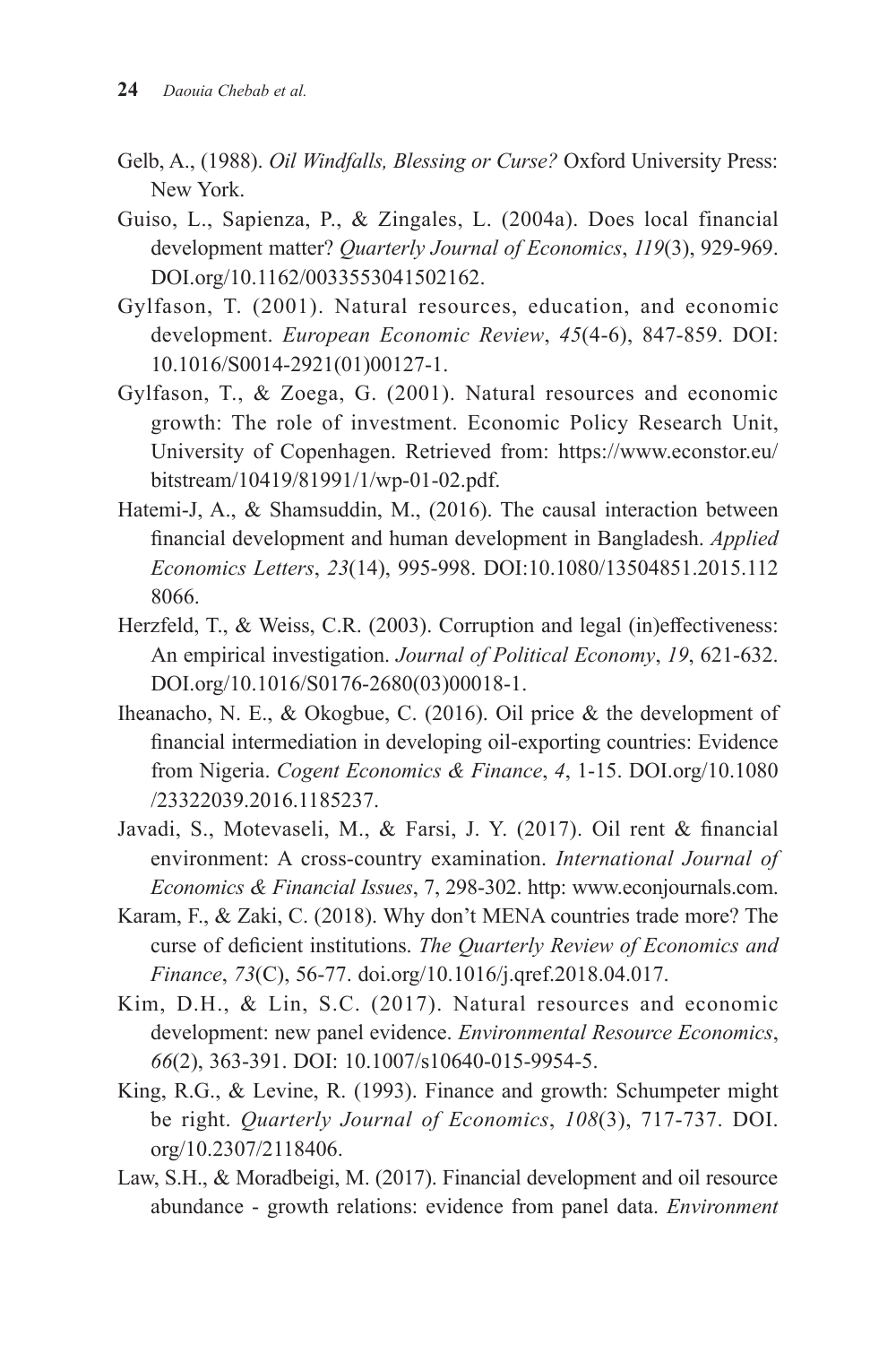Gelb, A., (1988). *Oil Windfalls, Blessing or Curse?* Oxford University Press: New York.

Guiso, L., Sapienza, P., & Zingales, L. (2004a). Does local financial development matter? *Quarterly Journal of Economics*, *119*(3), 929-969. DOI.org/10.1162/0033553041502162.

Gylfason, T. (2001). Natural resources, education, and economic development. *European Economic Review*, *45*(4-6), 847-859. DOI: 10.1016/S0014-2921(01)00127-1.

Gylfason, T., & Zoega, G. (2001). Natural resources and economic growth: The role of investment. Economic Policy Research Unit, University of Copenhagen. Retrieved from: https://www.econstor.eu/bitstream/10419/81991/1/wp-01-02.pdf.

Hatemi-J, A., & Shamsuddin, M., (2016). The causal interaction between financial development and human development in Bangladesh. *Applied Economics Letters*, *23*(14), 995-998. DOI:10.1080/13504851.2015.1128066.

Herzfeld, T., & Weiss, C.R. (2003). Corruption and legal (in)effectiveness: An empirical investigation. *Journal of Political Economy*, *19*, 621-632. DOI.org/10.1016/S0176-2680(03)00018-1.

Iheanacho, N. E., & Okogbue, C. (2016). Oil price & the development of financial intermediation in developing oil-exporting countries: Evidence from Nigeria. *Cogent Economics & Finance*, *4*, 1-15. DOI.org/10.1080/23322039.2016.1185237.

Javadi, S., Motevaseli, M., & Farsi, J. Y. (2017). Oil rent & financial environment: A cross-country examination. *International Journal of Economics & Financial Issues*, 7, 298-302. http: www.econjournals.com.

Karam, F., & Zaki, C. (2018). Why don't MENA countries trade more? The curse of deficient institutions. *The Quarterly Review of Economics and Finance*, *73*(C), 56-77. doi.org/10.1016/j.qref.2018.04.017.

Kim, D.H., & Lin, S.C. (2017). Natural resources and economic development: new panel evidence. *Environmental Resource Economics*, *66*(2), 363-391. DOI: 10.1007/s10640-015-9954-5.

King, R.G., & Levine, R. (1993). Finance and growth: Schumpeter might be right. *Quarterly Journal of Economics*, *108*(3), 717-737. DOI.org/10.2307/2118406.

Law, S.H., & Moradbeigi, M. (2017). Financial development and oil resource abundance - growth relations: evidence from panel data. *Environment*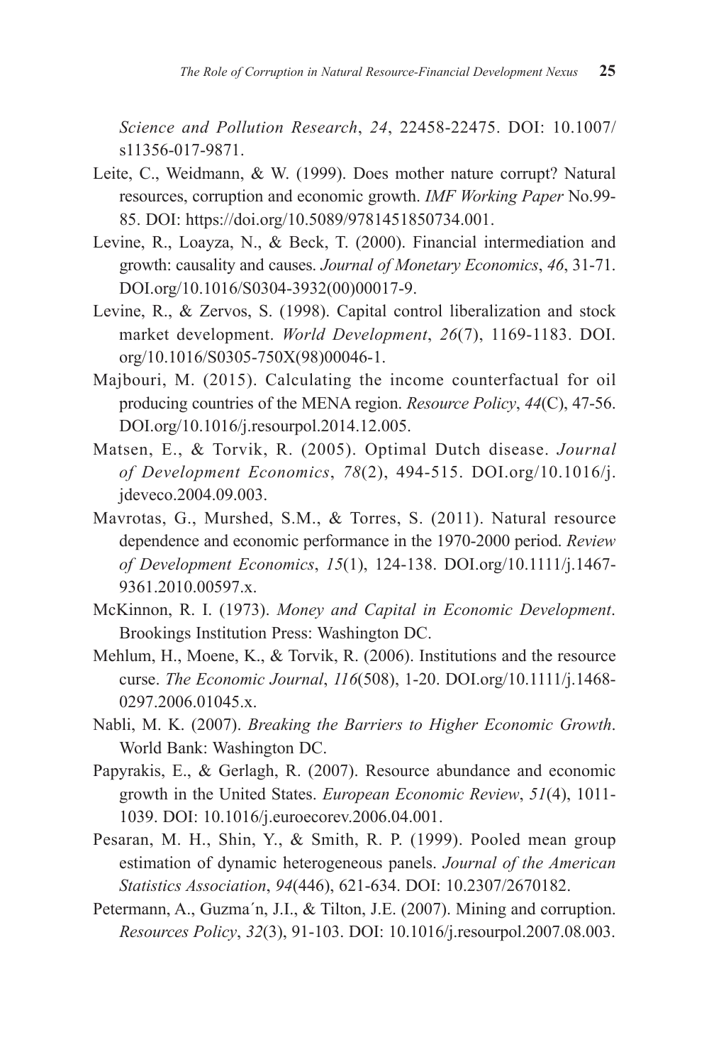*Science and Pollution Research*, *24*, 22458-22475. DOI: 10.1007/s11356-017-9871.

Leite, C., Weidmann, & W. (1999). Does mother nature corrupt? Natural resources, corruption and economic growth. *IMF Working Paper* No.99-85. DOI: https://doi.org/10.5089/9781451850734.001.

Levine, R., Loayza, N., & Beck, T. (2000). Financial intermediation and growth: causality and causes. *Journal of Monetary Economics*, *46*, 31-71. DOI.org/10.1016/S0304-3932(00)00017-9.

Levine, R., & Zervos, S. (1998). Capital control liberalization and stock market development. *World Development*, *26*(7), 1169-1183. DOI.org/10.1016/S0305-750X(98)00046-1.

Majbouri, M. (2015). Calculating the income counterfactual for oil producing countries of the MENA region. *Resource Policy*, *44*(C), 47-56. DOI.org/10.1016/j.resourpol.2014.12.005.

Matsen, E., & Torvik, R. (2005). Optimal Dutch disease. *Journal of Development Economics*, *78*(2), 494-515. DOI.org/10.1016/j.jdeveco.2004.09.003.

Mavrotas, G., Murshed, S.M., & Torres, S. (2011). Natural resource dependence and economic performance in the 1970-2000 period. *Review of Development Economics*, *15*(1), 124-138. DOI.org/10.1111/j.1467-9361.2010.00597.x.

McKinnon, R. I. (1973). *Money and Capital in Economic Development*. Brookings Institution Press: Washington DC.

Mehlum, H., Moene, K., & Torvik, R. (2006). Institutions and the resource curse. *The Economic Journal*, *116*(508), 1-20. DOI.org/10.1111/j.1468-0297.2006.01045.x.

Nabli, M. K. (2007). *Breaking the Barriers to Higher Economic Growth*. World Bank: Washington DC.

Papyrakis, E., & Gerlagh, R. (2007). Resource abundance and economic growth in the United States. *European Economic Review*, *51*(4), 1011-1039. DOI: 10.1016/j.euroecorev.2006.04.001.

Pesaran, M. H., Shin, Y., & Smith, R. P. (1999). Pooled mean group estimation of dynamic heterogeneous panels. *Journal of the American Statistics Association*, *94*(446), 621-634. DOI: 10.2307/2670182.

Petermann, A., Guzma´n, J.I., & Tilton, J.E. (2007). Mining and corruption. *Resources Policy*, *32*(3), 91-103. DOI: 10.1016/j.resourpol.2007.08.003.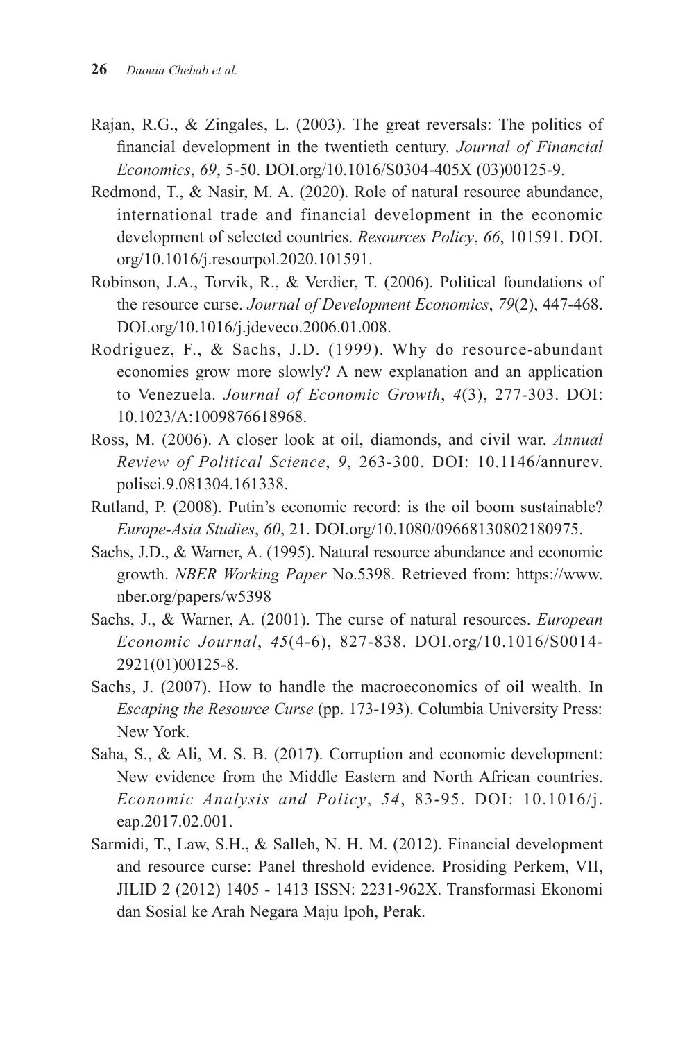Rajan, R.G., & Zingales, L. (2003). The great reversals: The politics of financial development in the twentieth century. *Journal of Financial Economics*, *69*, 5-50. DOI.org/10.1016/S0304-405X (03)00125-9.

Redmond, T., & Nasir, M. A. (2020). Role of natural resource abundance, international trade and financial development in the economic development of selected countries. *Resources Policy*, *66*, 101591. DOI.org/10.1016/j.resourpol.2020.101591.

Robinson, J.A., Torvik, R., & Verdier, T. (2006). Political foundations of the resource curse. *Journal of Development Economics*, *79*(2), 447-468. DOI.org/10.1016/j.jdeveco.2006.01.008.

Rodriguez, F., & Sachs, J.D. (1999). Why do resource-abundant economies grow more slowly? A new explanation and an application to Venezuela. *Journal of Economic Growth*, *4*(3), 277-303. DOI: 10.1023/A:1009876618968.

Ross, M. (2006). A closer look at oil, diamonds, and civil war. *Annual Review of Political Science*, *9*, 263-300. DOI: 10.1146/annurev.polisci.9.081304.161338.

Rutland, P. (2008). Putin's economic record: is the oil boom sustainable? *Europe-Asia Studies*, *60*, 21. DOI.org/10.1080/09668130802180975.

Sachs, J.D., & Warner, A. (1995). Natural resource abundance and economic growth. *NBER Working Paper* No.5398. Retrieved from: https://www.nber.org/papers/w5398

Sachs, J., & Warner, A. (2001). The curse of natural resources. *European Economic Journal*, *45*(4-6), 827-838. DOI.org/10.1016/S0014-2921(01)00125-8.

Sachs, J. (2007). How to handle the macroeconomics of oil wealth. In *Escaping the Resource Curse* (pp. 173-193). Columbia University Press: New York.

Saha, S., & Ali, M. S. B. (2017). Corruption and economic development: New evidence from the Middle Eastern and North African countries. *Economic Analysis and Policy*, *54*, 83-95. DOI: 10.1016/j.eap.2017.02.001.

Sarmidi, T., Law, S.H., & Salleh, N. H. M. (2012). Financial development and resource curse: Panel threshold evidence. Prosiding Perkem, VII, JILID 2 (2012) 1405 - 1413 ISSN: 2231-962X. Transformasi Ekonomi dan Sosial ke Arah Negara Maju Ipoh, Perak.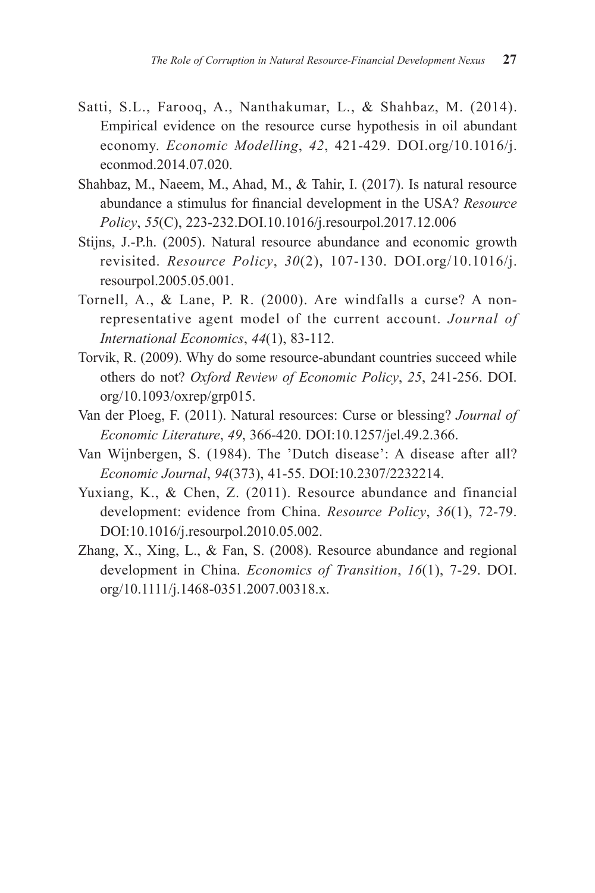Satti, S.L., Farooq, A., Nanthakumar, L., & Shahbaz, M. (2014). Empirical evidence on the resource curse hypothesis in oil abundant economy. *Economic Modelling*, *42*, 421-429. DOI.org/10.1016/j.econmod.2014.07.020.

Shahbaz, M., Naeem, M., Ahad, M., & Tahir, I. (2017). Is natural resource abundance a stimulus for financial development in the USA? *Resource Policy*, *55*(C), 223-232.DOI.10.1016/j.resourpol.2017.12.006

Stijns, J.-P.h. (2005). Natural resource abundance and economic growth revisited. *Resource Policy*, *30*(2), 107-130. DOI.org/10.1016/j.resourpol.2005.05.001.

Tornell, A., & Lane, P. R. (2000). Are windfalls a curse? A non-representative agent model of the current account. *Journal of International Economics*, *44*(1), 83-112.

Torvik, R. (2009). Why do some resource-abundant countries succeed while others do not? *Oxford Review of Economic Policy*, *25*, 241-256. DOI.org/10.1093/oxrep/grp015.

Van der Ploeg, F. (2011). Natural resources: Curse or blessing? *Journal of Economic Literature*, *49*, 366-420. DOI:10.1257/jel.49.2.366.

Van Wijnbergen, S. (1984). The 'Dutch disease': A disease after all? *Economic Journal*, *94*(373), 41-55. DOI:10.2307/2232214.

Yuxiang, K., & Chen, Z. (2011). Resource abundance and financial development: evidence from China. *Resource Policy*, *36*(1), 72-79. DOI:10.1016/j.resourpol.2010.05.002.

Zhang, X., Xing, L., & Fan, S. (2008). Resource abundance and regional development in China. *Economics of Transition*, *16*(1), 7-29. DOI.org/10.1111/j.1468-0351.2007.00318.x.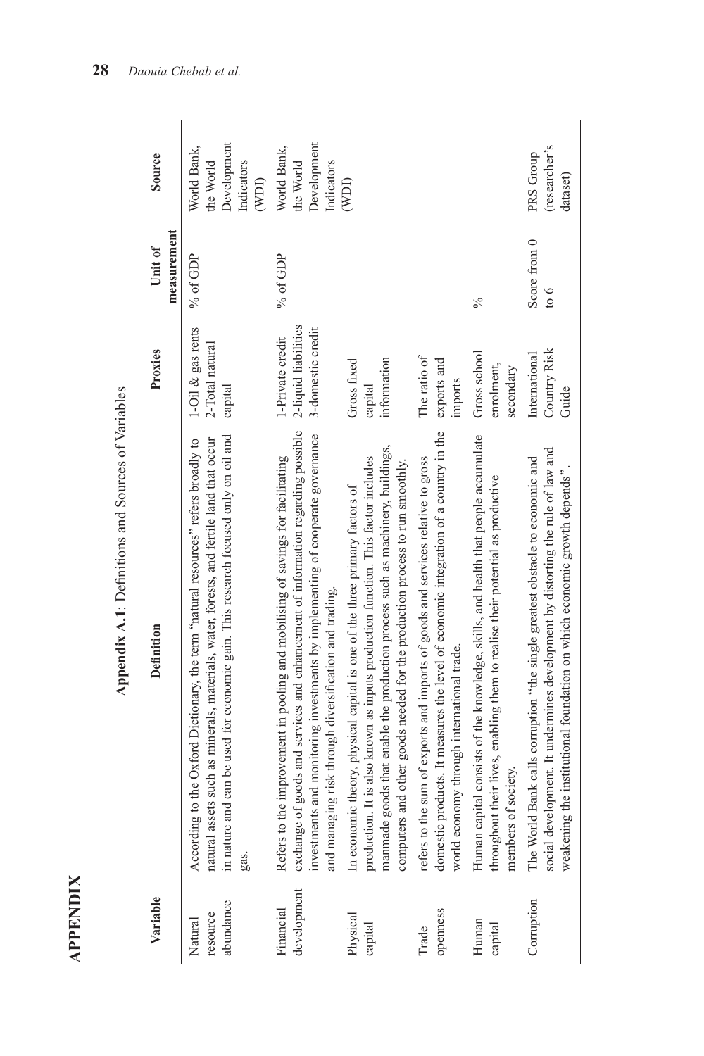# APPENDIX

**Appendix A.1**: Definitions and Sources of Variables

| Variable | Definition | Proxies | Unit of measurement | Source |
|---|---|---|---|---|
| Natural resource abundance | According to the Oxford Dictionary, the term "natural resources" refers broadly to natural assets such as minerals, materials, water, forests, and fertile land that occur in nature and can be used for economic gain. This research focused only on oil and gas. | 1-Oil & gas rents 2-Total natural capital | % of GDP | World Bank, the World Development Indicators (WDI) |
| Financial development | Refers to the improvement in pooling and mobilising of savings for facilitating exchange of goods and services and enhancement of information regarding possible investments and monitoring investments by implementing of cooperate governance and managing risk through diversification and trading. | 1-Private credit 2-liquid liabilities 3-domestic credit | % of GDP | World Bank, the World Development Indicators (WDI) |
| Physical capital | In economic theory, physical capital is one of the three primary factors of production. It is also known as inputs production function. This factor includes manmade goods that enable the production process such as machinery, buildings, computers and other goods needed for the production process to run smoothly. | Gross fixed capital information | | |
| Trade openness | refers to the sum of exports and imports of goods and services relative to gross domestic products. It measures the level of economic integration of a country in the world economy through international trade. | The ratio of exports and imports | | |
| Human capital | Human capital consists of the knowledge, skills, and health that people accumulate throughout their lives, enabling them to realise their potential as productive members of society. | Gross school enrolment, secondary | % | |
| Corruption | The World Bank calls corruption "the single greatest obstacle to economic and social development. It undermines development by distorting the rule of law and weakening the institutional foundation on which economic growth depends". | International Country Risk Guide | Score from 0 to 6 | PRS Group (researcher's dataset) |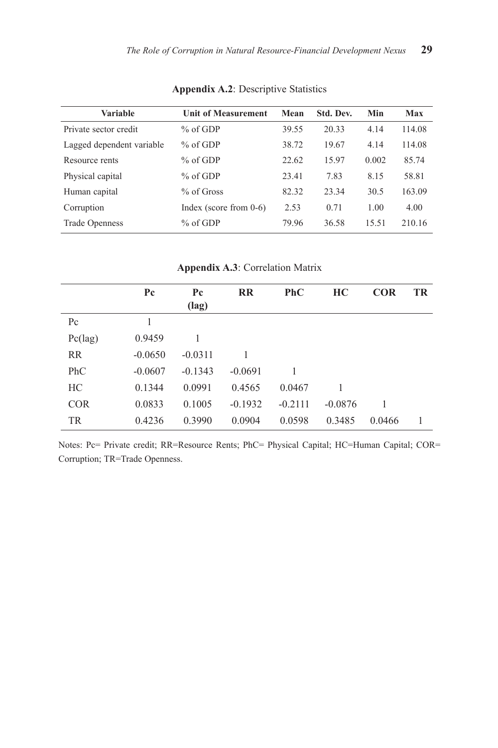**Appendix A.2**: Descriptive Statistics

| Variable | Unit of Measurement | Mean | Std. Dev. | Min | Max |
|---|---|---|---|---|---|
| Private sector credit | % of GDP | 39.55 | 20.33 | 4.14 | 114.08 |
| Lagged dependent variable | % of GDP | 38.72 | 19.67 | 4.14 | 114.08 |
| Resource rents | % of GDP | 22.62 | 15.97 | 0.002 | 85.74 |
| Physical capital | % of GDP | 23.41 | 7.83 | 8.15 | 58.81 |
| Human capital | % of Gross | 82.32 | 23.34 | 30.5 | 163.09 |
| Corruption | Index (score from 0-6) | 2.53 | 0.71 | 1.00 | 4.00 |
| Trade Openness | % of GDP | 79.96 | 36.58 | 15.51 | 210.16 |

**Appendix A.3**: Correlation Matrix

| | Pc | Pc (lag) | RR | PhC | HC | COR | TR |
|---|---|---|---|---|---|---|---|
| Pc | 1 | | | | | | |
| Pc(lag) | 0.9459 | 1 | | | | | |
| RR | -0.0650 | -0.0311 | 1 | | | | |
| PhC | -0.0607 | -0.1343 | -0.0691 | 1 | | | |
| HC | 0.1344 | 0.0991 | 0.4565 | 0.0467 | 1 | | |
| COR | 0.0833 | 0.1005 | -0.1932 | -0.2111 | -0.0876 | 1 | |
| TR | 0.4236 | 0.3990 | 0.0904 | 0.0598 | 0.3485 | 0.0466 | 1 |

Notes: Pc= Private credit; RR=Resource Rents; PhC= Physical Capital; HC=Human Capital; COR= Corruption; TR=Trade Openness.